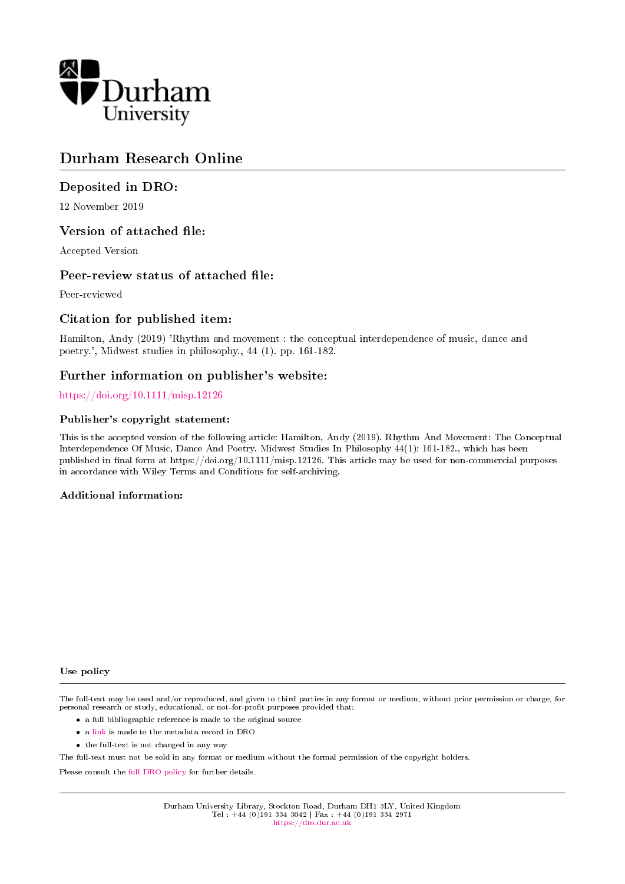Durham University

# Durham Research Online

## Deposited in DRO:

12 November 2019

## Version of attached file:

Accepted Version

## Peer-review status of attached file:

Peer-reviewed

## Citation for published item:

Hamilton, Andy (2019) 'Rhythm and movement : the conceptual interdependence of music, dance and poetry.', Midwest studies in philosophy., 44 (1). pp. 161-182.

## Further information on publisher's website:

https://doi.org/10.1111/misp.12126

### Publisher's copyright statement:

This is the accepted version of the following article: Hamilton, Andy (2019). Rhythm And Movement: The Conceptual Interdependence Of Music, Dance And Poetry. Midwest Studies In Philosophy 44(1): 161-182., which has been published in final form at https://doi.org/10.1111/misp.12126. This article may be used for non-commercial purposes in accordance with Wiley Terms and Conditions for self-archiving.

### Additional information:

### Use policy

The full-text may be used and/or reproduced, and given to third parties in any format or medium, without prior permission or charge, for personal research or study, educational, or not-for-profit purposes provided that:

- a full bibliographic reference is made to the original source
- a link is made to the metadata record in DRO
- the full-text is not changed in any way

The full-text must not be sold in any format or medium without the formal permission of the copyright holders.

Please consult the full DRO policy for further details.

Durham University Library, Stockton Road, Durham DH1 3LY, United Kingdom
Tel : +44 (0)191 334 3042 | Fax : +44 (0)191 334 2971
https://dro.dur.ac.uk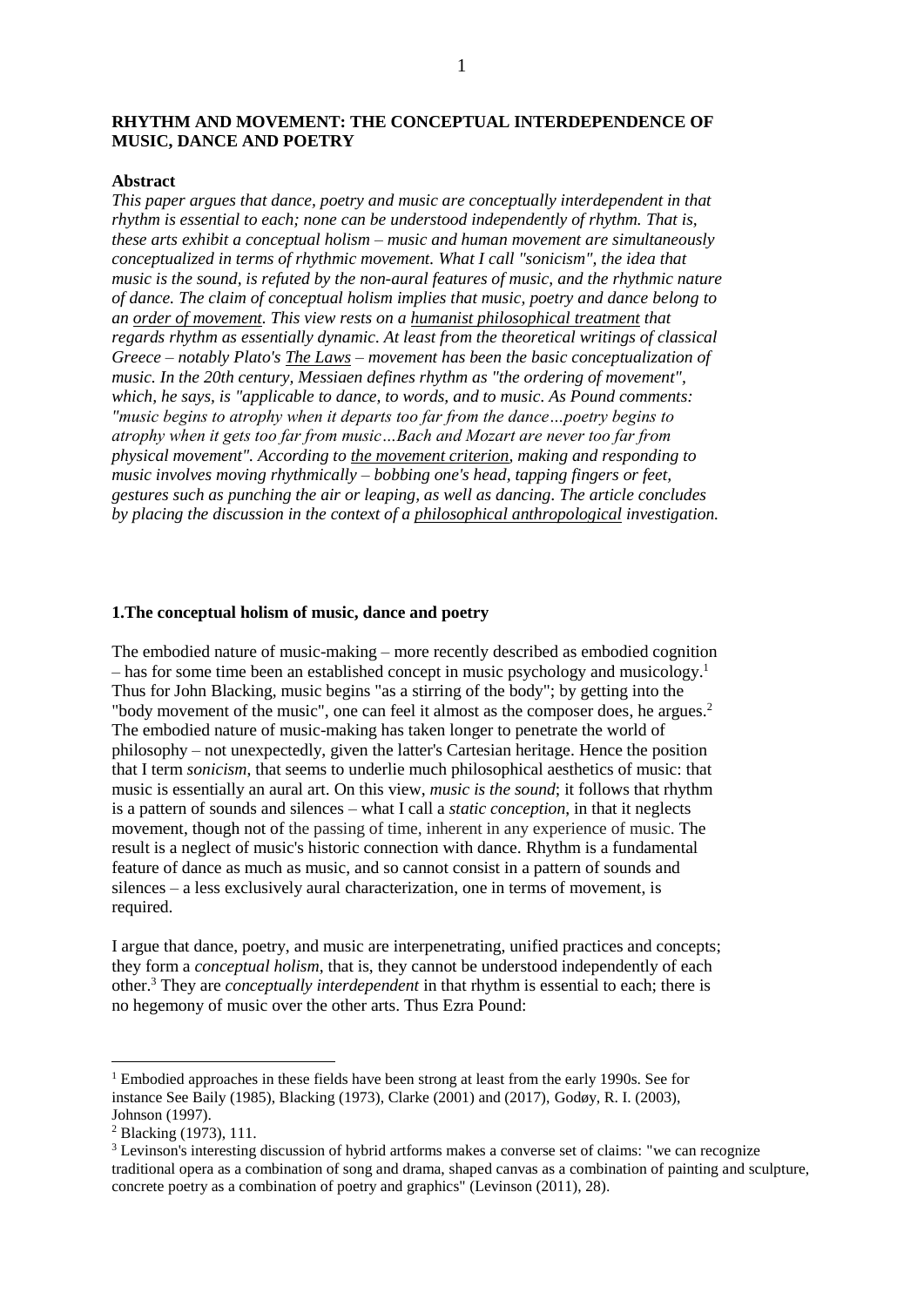**RHYTHM AND MOVEMENT: THE CONCEPTUAL INTERDEPENDENCE OF MUSIC, DANCE AND POETRY**

**Abstract**

*This paper argues that dance, poetry and music are conceptually interdependent in that rhythm is essential to each; none can be understood independently of rhythm. That is, these arts exhibit a conceptual holism – music and human movement are simultaneously conceptualized in terms of rhythmic movement. What I call "sonicism", the idea that music is the sound, is refuted by the non-aural features of music, and the rhythmic nature of dance. The claim of conceptual holism implies that music, poetry and dance belong to an <u>order of movement</u>. This view rests on a <u>humanist philosophical treatment</u> that regards rhythm as essentially dynamic. At least from the theoretical writings of classical Greece – notably Plato's <u>The Laws</u> – movement has been the basic conceptualization of music. In the 20th century, Messiaen defines rhythm as "the ordering of movement", which, he says, is "applicable to dance, to words, and to music. As Pound comments: "music begins to atrophy when it departs too far from the dance…poetry begins to atrophy when it gets too far from music…Bach and Mozart are never too far from physical movement". According to <u>the movement criterion</u>, making and responding to music involves moving rhythmically – bobbing one's head, tapping fingers or feet, gestures such as punching the air or leaping, as well as dancing. The article concludes by placing the discussion in the context of a <u>philosophical anthropological</u> investigation.*

**1.The conceptual holism of music, dance and poetry**

The embodied nature of music-making – more recently described as embodied cognition – has for some time been an established concept in music psychology and musicology.[1] Thus for John Blacking, music begins "as a stirring of the body"; by getting into the "body movement of the music", one can feel it almost as the composer does, he argues.[2] The embodied nature of music-making has taken longer to penetrate the world of philosophy – not unexpectedly, given the latter's Cartesian heritage. Hence the position that I term *sonicism*, that seems to underlie much philosophical aesthetics of music: that music is essentially an aural art. On this view, *music is the sound*; it follows that rhythm is a pattern of sounds and silences – what I call a *static conception*, in that it neglects movement, though not of the passing of time, inherent in any experience of music. The result is a neglect of music's historic connection with dance. Rhythm is a fundamental feature of dance as much as music, and so cannot consist in a pattern of sounds and silences – a less exclusively aural characterization, one in terms of movement, is required.

I argue that dance, poetry, and music are interpenetrating, unified practices and concepts; they form a *conceptual holism*, that is, they cannot be understood independently of each other.[3] They are *conceptually interdependent* in that rhythm is essential to each; there is no hegemony of music over the other arts. Thus Ezra Pound:

---

[1] Embodied approaches in these fields have been strong at least from the early 1990s. See for instance See Baily (1985), Blacking (1973), Clarke (2001) and (2017), Godøy, R. I. (2003), Johnson (1997).

[2] Blacking (1973), 111.

[3] Levinson's interesting discussion of hybrid artforms makes a converse set of claims: "we can recognize traditional opera as a combination of song and drama, shaped canvas as a combination of painting and sculpture, concrete poetry as a combination of poetry and graphics" (Levinson (2011), 28).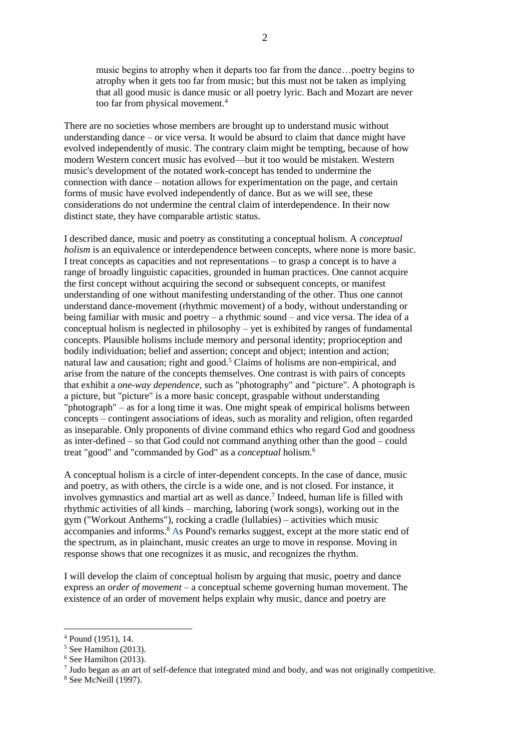> music begins to atrophy when it departs too far from the dance…poetry begins to atrophy when it gets too far from music; but this must not be taken as implying that all good music is dance music or all poetry lyric. Bach and Mozart are never too far from physical movement.[4]

There are no societies whose members are brought up to understand music without understanding dance – or vice versa. It would be absurd to claim that dance might have evolved independently of music. The contrary claim might be tempting, because of how modern Western concert music has evolved—but it too would be mistaken. Western music's development of the notated work-concept has tended to undermine the connection with dance – notation allows for experimentation on the page, and certain forms of music have evolved independently of dance. But as we will see, these considerations do not undermine the central claim of interdependence. In their now distinct state, they have comparable artistic status.

I described dance, music and poetry as constituting a conceptual holism. A *conceptual holism* is an equivalence or interdependence between concepts, where none is more basic. I treat concepts as capacities and not representations – to grasp a concept is to have a range of broadly linguistic capacities, grounded in human practices. One cannot acquire the first concept without acquiring the second or subsequent concepts, or manifest understanding of one without manifesting understanding of the other. Thus one cannot understand dance-movement (rhythmic movement) of a body, without understanding or being familiar with music and poetry – a rhythmic sound – and vice versa. The idea of a conceptual holism is neglected in philosophy – yet is exhibited by ranges of fundamental concepts. Plausible holisms include memory and personal identity; proprioception and bodily individuation; belief and assertion; concept and object; intention and action; natural law and causation; right and good.[5] Claims of holisms are non-empirical, and arise from the nature of the concepts themselves. One contrast is with pairs of concepts that exhibit a *one-way dependence*, such as "photography" and "picture". A photograph is a picture, but "picture" is a more basic concept, graspable without understanding "photograph" – as for a long time it was. One might speak of empirical holisms between concepts – contingent associations of ideas, such as morality and religion, often regarded as inseparable. Only proponents of divine command ethics who regard God and goodness as inter-defined – so that God could not command anything other than the good – could treat "good" and "commanded by God" as a *conceptual* holism.[6]

A conceptual holism is a circle of inter-dependent concepts. In the case of dance, music and poetry, as with others, the circle is a wide one, and is not closed. For instance, it involves gymnastics and martial art as well as dance.[7] Indeed, human life is filled with rhythmic activities of all kinds – marching, laboring (work songs), working out in the gym ("Workout Anthems"), rocking a cradle (lullabies) – activities which music accompanies and informs.[8] As Pound's remarks suggest, except at the more static end of the spectrum, as in plainchant, music creates an urge to move in response. Moving in response shows that one recognizes it as music, and recognizes the rhythm.

I will develop the claim of conceptual holism by arguing that music, poetry and dance express an *order of movement* – a conceptual scheme governing human movement. The existence of an order of movement helps explain why music, dance and poetry are

---

[4] Pound (1951), 14.

[5] See Hamilton (2013).

[6] See Hamilton (2013).

[7] Judo began as an art of self-defence that integrated mind and body, and was not originally competitive.

[8] See McNeill (1997).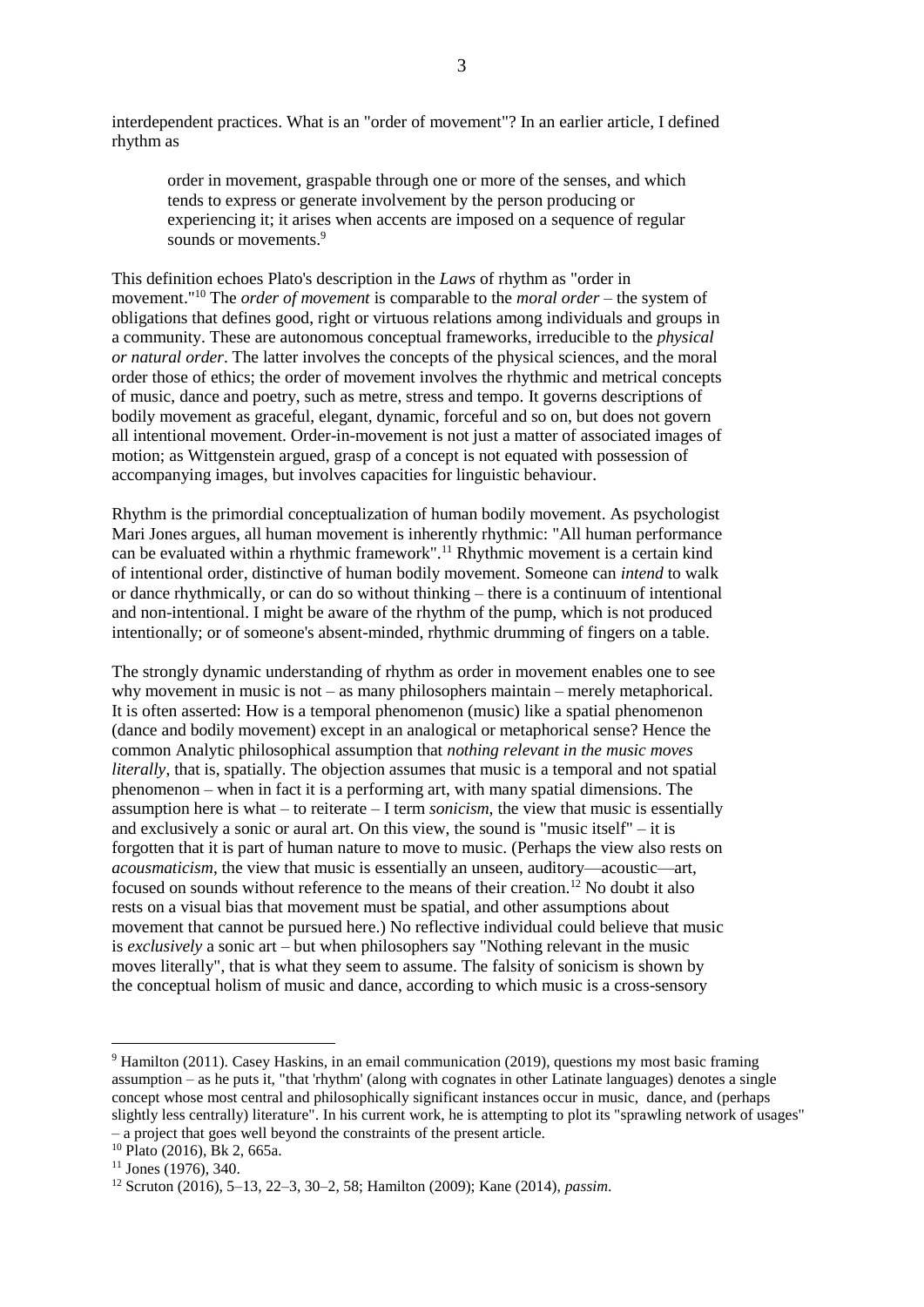interdependent practices. What is an "order of movement"? In an earlier article, I defined rhythm as

> order in movement, graspable through one or more of the senses, and which tends to express or generate involvement by the person producing or experiencing it; it arises when accents are imposed on a sequence of regular sounds or movements.[9]

This definition echoes Plato's description in the *Laws* of rhythm as "order in movement."[10] The *order of movement* is comparable to the *moral order* – the system of obligations that defines good, right or virtuous relations among individuals and groups in a community. These are autonomous conceptual frameworks, irreducible to the *physical or natural order*. The latter involves the concepts of the physical sciences, and the moral order those of ethics; the order of movement involves the rhythmic and metrical concepts of music, dance and poetry, such as metre, stress and tempo. It governs descriptions of bodily movement as graceful, elegant, dynamic, forceful and so on, but does not govern all intentional movement. Order-in-movement is not just a matter of associated images of motion; as Wittgenstein argued, grasp of a concept is not equated with possession of accompanying images, but involves capacities for linguistic behaviour.

Rhythm is the primordial conceptualization of human bodily movement. As psychologist Mari Jones argues, all human movement is inherently rhythmic: "All human performance can be evaluated within a rhythmic framework".[11] Rhythmic movement is a certain kind of intentional order, distinctive of human bodily movement. Someone can *intend* to walk or dance rhythmically, or can do so without thinking – there is a continuum of intentional and non-intentional. I might be aware of the rhythm of the pump, which is not produced intentionally; or of someone's absent-minded, rhythmic drumming of fingers on a table.

The strongly dynamic understanding of rhythm as order in movement enables one to see why movement in music is not – as many philosophers maintain – merely metaphorical. It is often asserted: How is a temporal phenomenon (music) like a spatial phenomenon (dance and bodily movement) except in an analogical or metaphorical sense? Hence the common Analytic philosophical assumption that *nothing relevant in the music moves literally*, that is, spatially. The objection assumes that music is a temporal and not spatial phenomenon – when in fact it is a performing art, with many spatial dimensions. The assumption here is what – to reiterate – I term *sonicism*, the view that music is essentially and exclusively a sonic or aural art. On this view, the sound is "music itself" – it is forgotten that it is part of human nature to move to music. (Perhaps the view also rests on *acousmaticism*, the view that music is essentially an unseen, auditory—acoustic—art, focused on sounds without reference to the means of their creation.[12] No doubt it also rests on a visual bias that movement must be spatial, and other assumptions about movement that cannot be pursued here.) No reflective individual could believe that music is *exclusively* a sonic art – but when philosophers say "Nothing relevant in the music moves literally", that is what they seem to assume. The falsity of sonicism is shown by the conceptual holism of music and dance, according to which music is a cross-sensory

---

[9] Hamilton (2011). Casey Haskins, in an email communication (2019), questions my most basic framing assumption – as he puts it, "that 'rhythm' (along with cognates in other Latinate languages) denotes a single concept whose most central and philosophically significant instances occur in music, dance, and (perhaps slightly less centrally) literature". In his current work, he is attempting to plot its "sprawling network of usages" – a project that goes well beyond the constraints of the present article.

[10] Plato (2016), Bk 2, 665a.

[11] Jones (1976), 340.

[12] Scruton (2016), 5–13, 22–3, 30–2, 58; Hamilton (2009); Kane (2014), *passim*.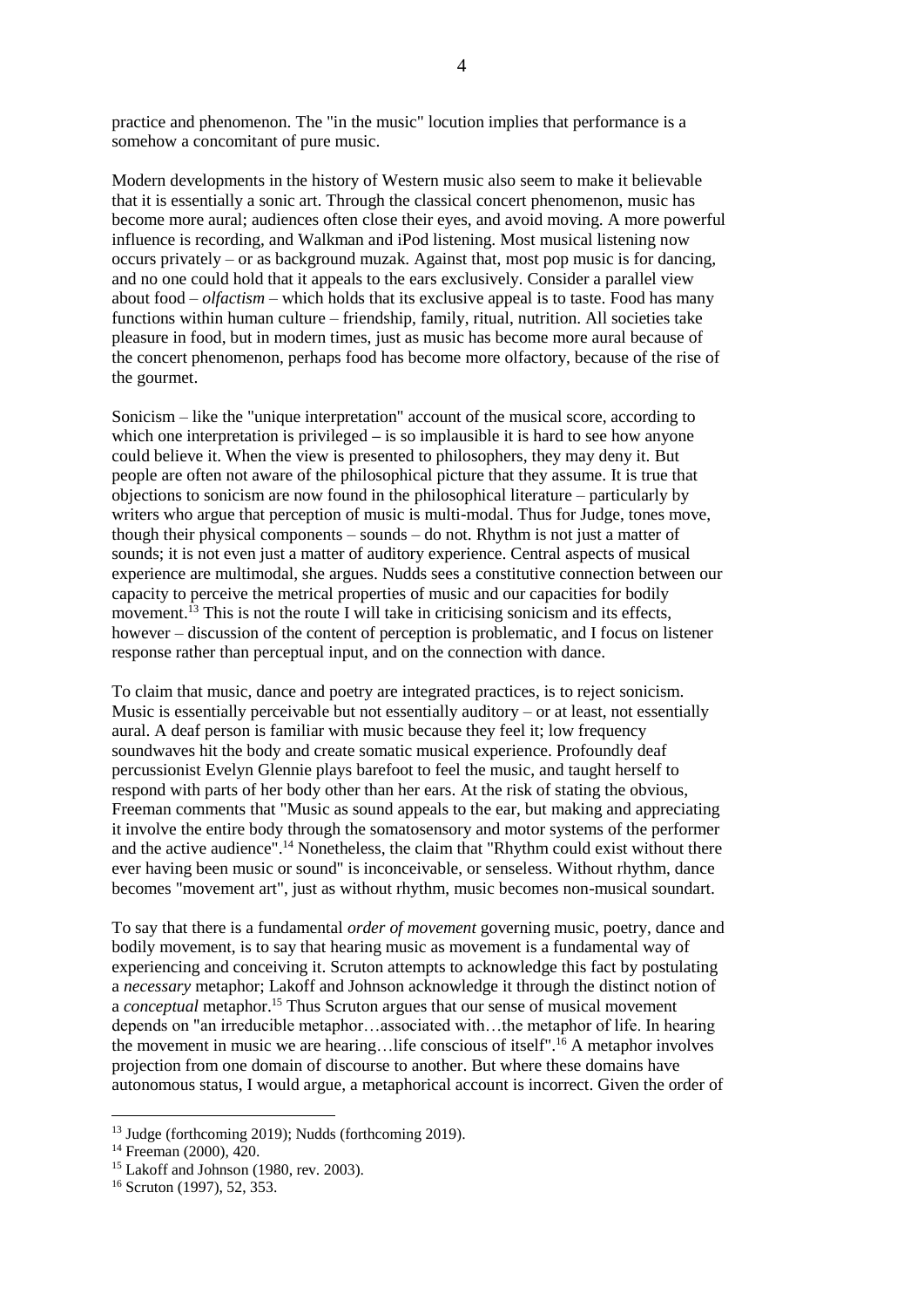practice and phenomenon. The "in the music" locution implies that performance is a somehow a concomitant of pure music.

Modern developments in the history of Western music also seem to make it believable that it is essentially a sonic art. Through the classical concert phenomenon, music has become more aural; audiences often close their eyes, and avoid moving. A more powerful influence is recording, and Walkman and iPod listening. Most musical listening now occurs privately – or as background muzak. Against that, most pop music is for dancing, and no one could hold that it appeals to the ears exclusively. Consider a parallel view about food – *olfactism* – which holds that its exclusive appeal is to taste. Food has many functions within human culture – friendship, family, ritual, nutrition. All societies take pleasure in food, but in modern times, just as music has become more aural because of the concert phenomenon, perhaps food has become more olfactory, because of the rise of the gourmet.

Sonicism – like the "unique interpretation" account of the musical score, according to which one interpretation is privileged – is so implausible it is hard to see how anyone could believe it. When the view is presented to philosophers, they may deny it. But people are often not aware of the philosophical picture that they assume. It is true that objections to sonicism are now found in the philosophical literature – particularly by writers who argue that perception of music is multi-modal. Thus for Judge, tones move, though their physical components – sounds – do not. Rhythm is not just a matter of sounds; it is not even just a matter of auditory experience. Central aspects of musical experience are multimodal, she argues. Nudds sees a constitutive connection between our capacity to perceive the metrical properties of music and our capacities for bodily movement.[13] This is not the route I will take in criticising sonicism and its effects, however – discussion of the content of perception is problematic, and I focus on listener response rather than perceptual input, and on the connection with dance.

To claim that music, dance and poetry are integrated practices, is to reject sonicism. Music is essentially perceivable but not essentially auditory – or at least, not essentially aural. A deaf person is familiar with music because they feel it; low frequency soundwaves hit the body and create somatic musical experience. Profoundly deaf percussionist Evelyn Glennie plays barefoot to feel the music, and taught herself to respond with parts of her body other than her ears. At the risk of stating the obvious, Freeman comments that "Music as sound appeals to the ear, but making and appreciating it involve the entire body through the somatosensory and motor systems of the performer and the active audience".[14] Nonetheless, the claim that "Rhythm could exist without there ever having been music or sound" is inconceivable, or senseless. Without rhythm, dance becomes "movement art", just as without rhythm, music becomes non-musical soundart.

To say that there is a fundamental *order of movement* governing music, poetry, dance and bodily movement, is to say that hearing music as movement is a fundamental way of experiencing and conceiving it. Scruton attempts to acknowledge this fact by postulating a *necessary* metaphor; Lakoff and Johnson acknowledge it through the distinct notion of a *conceptual* metaphor.[15] Thus Scruton argues that our sense of musical movement depends on "an irreducible metaphor…associated with…the metaphor of life. In hearing the movement in music we are hearing…life conscious of itself".[16] A metaphor involves projection from one domain of discourse to another. But where these domains have autonomous status, I would argue, a metaphorical account is incorrect. Given the order of

[13] Judge (forthcoming 2019); Nudds (forthcoming 2019).

[14] Freeman (2000), 420.

[15] Lakoff and Johnson (1980, rev. 2003).

[16] Scruton (1997), 52, 353.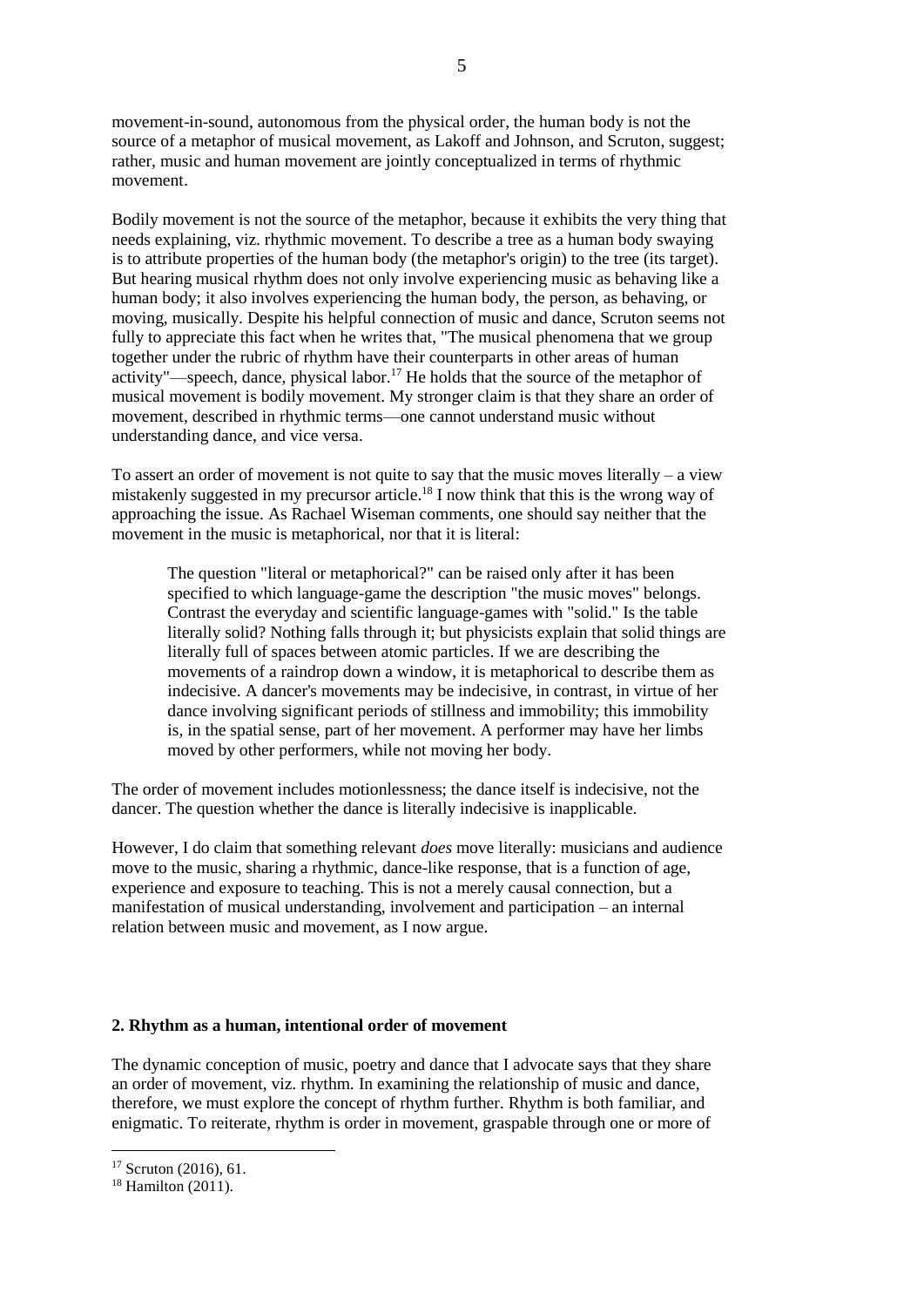movement-in-sound, autonomous from the physical order, the human body is not the source of a metaphor of musical movement, as Lakoff and Johnson, and Scruton, suggest; rather, music and human movement are jointly conceptualized in terms of rhythmic movement.

Bodily movement is not the source of the metaphor, because it exhibits the very thing that needs explaining, viz. rhythmic movement. To describe a tree as a human body swaying is to attribute properties of the human body (the metaphor's origin) to the tree (its target). But hearing musical rhythm does not only involve experiencing music as behaving like a human body; it also involves experiencing the human body, the person, as behaving, or moving, musically. Despite his helpful connection of music and dance, Scruton seems not fully to appreciate this fact when he writes that, "The musical phenomena that we group together under the rubric of rhythm have their counterparts in other areas of human activity"—speech, dance, physical labor.[17] He holds that the source of the metaphor of musical movement is bodily movement. My stronger claim is that they share an order of movement, described in rhythmic terms—one cannot understand music without understanding dance, and vice versa.

To assert an order of movement is not quite to say that the music moves literally – a view mistakenly suggested in my precursor article.[18] I now think that this is the wrong way of approaching the issue. As Rachael Wiseman comments, one should say neither that the movement in the music is metaphorical, nor that it is literal:

> The question "literal or metaphorical?" can be raised only after it has been specified to which language-game the description "the music moves" belongs. Contrast the everyday and scientific language-games with "solid." Is the table literally solid? Nothing falls through it; but physicists explain that solid things are literally full of spaces between atomic particles. If we are describing the movements of a raindrop down a window, it is metaphorical to describe them as indecisive. A dancer's movements may be indecisive, in contrast, in virtue of her dance involving significant periods of stillness and immobility; this immobility is, in the spatial sense, part of her movement. A performer may have her limbs moved by other performers, while not moving her body.

The order of movement includes motionlessness; the dance itself is indecisive, not the dancer. The question whether the dance is literally indecisive is inapplicable.

However, I do claim that something relevant *does* move literally: musicians and audience move to the music, sharing a rhythmic, dance-like response, that is a function of age, experience and exposure to teaching. This is not a merely causal connection, but a manifestation of musical understanding, involvement and participation – an internal relation between music and movement, as I now argue.

## 2. Rhythm as a human, intentional order of movement

The dynamic conception of music, poetry and dance that I advocate says that they share an order of movement, viz. rhythm. In examining the relationship of music and dance, therefore, we must explore the concept of rhythm further. Rhythm is both familiar, and enigmatic. To reiterate, rhythm is order in movement, graspable through one or more of

---

[17] Scruton (2016), 61.

[18] Hamilton (2011).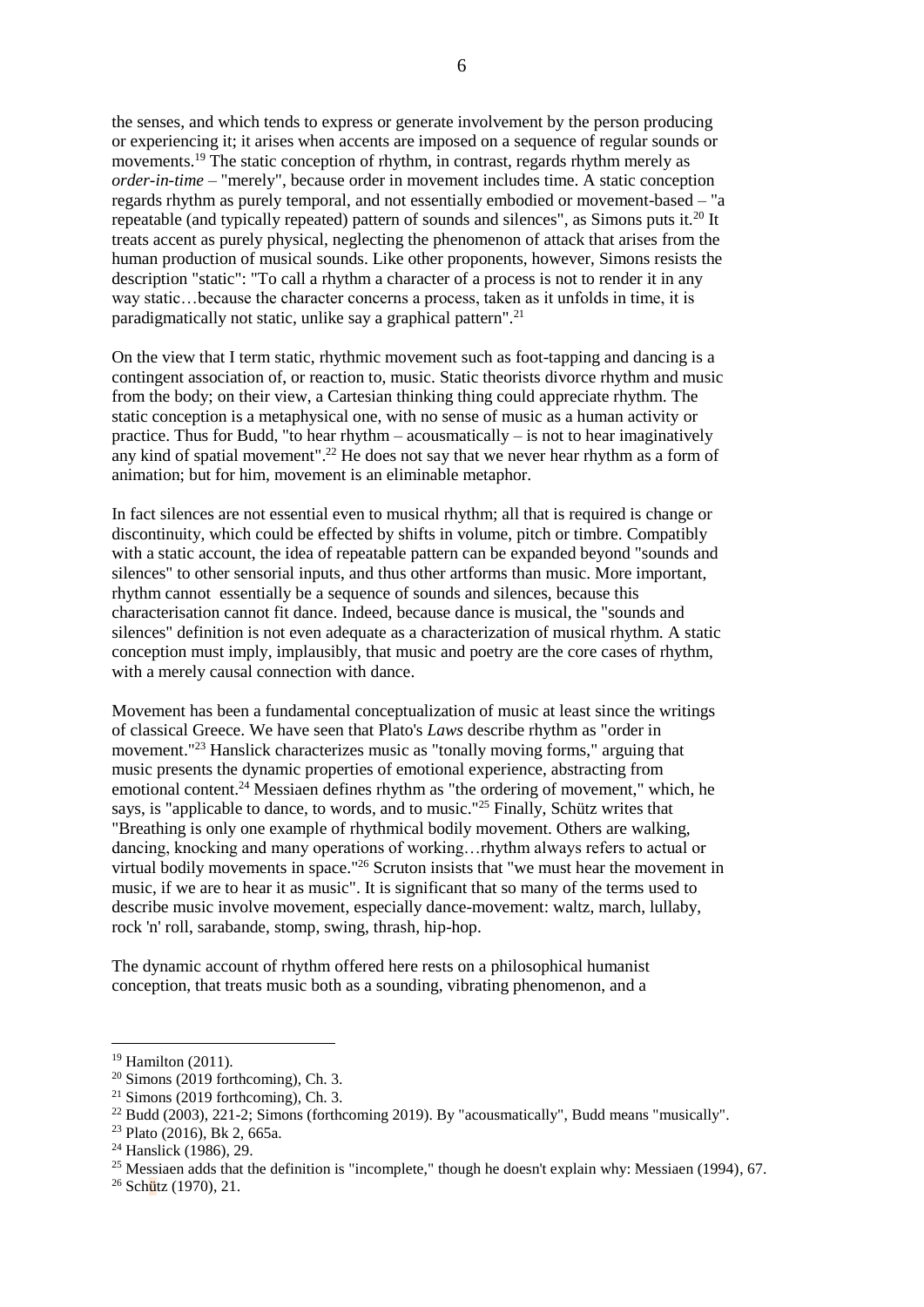the senses, and which tends to express or generate involvement by the person producing or experiencing it; it arises when accents are imposed on a sequence of regular sounds or movements.[19] The static conception of rhythm, in contrast, regards rhythm merely as *order-in-time* – "merely", because order in movement includes time. A static conception regards rhythm as purely temporal, and not essentially embodied or movement-based – "a repeatable (and typically repeated) pattern of sounds and silences", as Simons puts it.[20] It treats accent as purely physical, neglecting the phenomenon of attack that arises from the human production of musical sounds. Like other proponents, however, Simons resists the description "static": "To call a rhythm a character of a process is not to render it in any way static…because the character concerns a process, taken as it unfolds in time, it is paradigmatically not static, unlike say a graphical pattern".[21]

On the view that I term static, rhythmic movement such as foot-tapping and dancing is a contingent association of, or reaction to, music. Static theorists divorce rhythm and music from the body; on their view, a Cartesian thinking thing could appreciate rhythm. The static conception is a metaphysical one, with no sense of music as a human activity or practice. Thus for Budd, "to hear rhythm – acousmatically – is not to hear imaginatively any kind of spatial movement".[22] He does not say that we never hear rhythm as a form of animation; but for him, movement is an eliminable metaphor.

In fact silences are not essential even to musical rhythm; all that is required is change or discontinuity, which could be effected by shifts in volume, pitch or timbre. Compatibly with a static account, the idea of repeatable pattern can be expanded beyond "sounds and silences" to other sensorial inputs, and thus other artforms than music. More important, rhythm cannot essentially be a sequence of sounds and silences, because this characterisation cannot fit dance. Indeed, because dance is musical, the "sounds and silences" definition is not even adequate as a characterization of musical rhythm. A static conception must imply, implausibly, that music and poetry are the core cases of rhythm, with a merely causal connection with dance.

Movement has been a fundamental conceptualization of music at least since the writings of classical Greece. We have seen that Plato's *Laws* describe rhythm as "order in movement."[23] Hanslick characterizes music as "tonally moving forms," arguing that music presents the dynamic properties of emotional experience, abstracting from emotional content.[24] Messiaen defines rhythm as "the ordering of movement," which, he says, is "applicable to dance, to words, and to music."[25] Finally, Schütz writes that "Breathing is only one example of rhythmical bodily movement. Others are walking, dancing, knocking and many operations of working…rhythm always refers to actual or virtual bodily movements in space."[26] Scruton insists that "we must hear the movement in music, if we are to hear it as music". It is significant that so many of the terms used to describe music involve movement, especially dance-movement: waltz, march, lullaby, rock 'n' roll, sarabande, stomp, swing, thrash, hip-hop.

The dynamic account of rhythm offered here rests on a philosophical humanist conception, that treats music both as a sounding, vibrating phenomenon, and a

---

[19] Hamilton (2011).
[20] Simons (2019 forthcoming), Ch. 3.
[21] Simons (2019 forthcoming), Ch. 3.
[22] Budd (2003), 221-2; Simons (forthcoming 2019). By "acousmatically", Budd means "musically".
[23] Plato (2016), Bk 2, 665a.
[24] Hanslick (1986), 29.
[25] Messiaen adds that the definition is "incomplete," though he doesn't explain why: Messiaen (1994), 67.
[26] Schütz (1970), 21.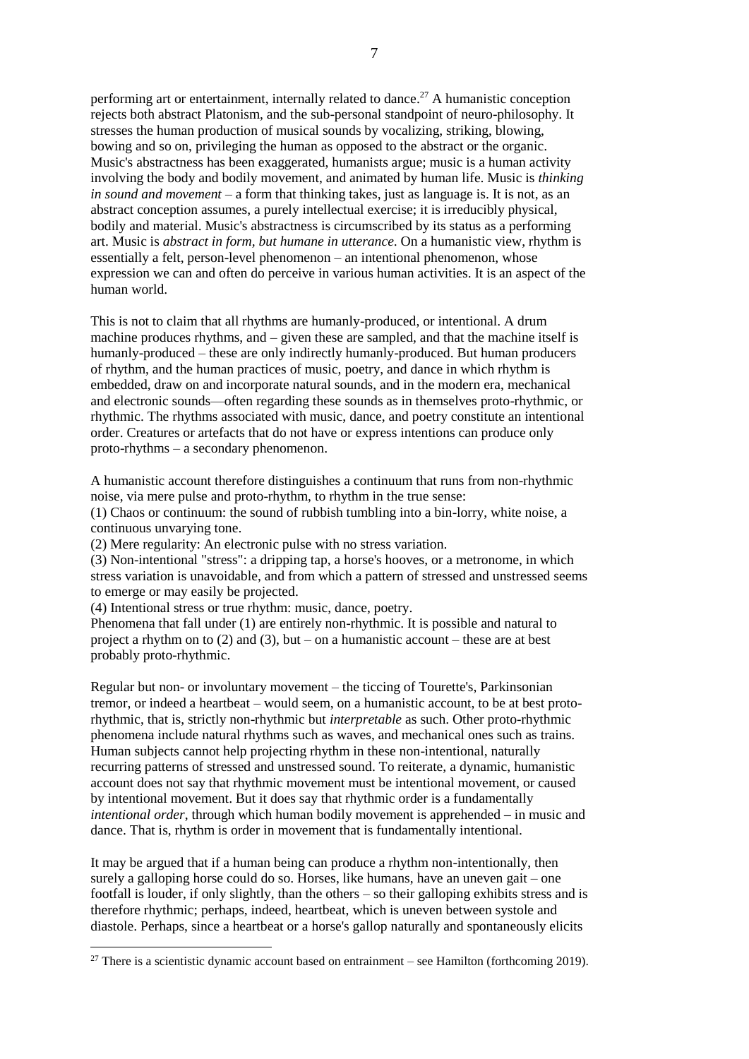performing art or entertainment, internally related to dance.[27] A humanistic conception rejects both abstract Platonism, and the sub-personal standpoint of neuro-philosophy. It stresses the human production of musical sounds by vocalizing, striking, blowing, bowing and so on, privileging the human as opposed to the abstract or the organic. Music's abstractness has been exaggerated, humanists argue; music is a human activity involving the body and bodily movement, and animated by human life. Music is *thinking in sound and movement* – a form that thinking takes, just as language is. It is not, as an abstract conception assumes, a purely intellectual exercise; it is irreducibly physical, bodily and material. Music's abstractness is circumscribed by its status as a performing art. Music is *abstract in form, but humane in utterance*. On a humanistic view, rhythm is essentially a felt, person-level phenomenon – an intentional phenomenon, whose expression we can and often do perceive in various human activities. It is an aspect of the human world.

This is not to claim that all rhythms are humanly-produced, or intentional. A drum machine produces rhythms, and – given these are sampled, and that the machine itself is humanly-produced – these are only indirectly humanly-produced. But human producers of rhythm, and the human practices of music, poetry, and dance in which rhythm is embedded, draw on and incorporate natural sounds, and in the modern era, mechanical and electronic sounds—often regarding these sounds as in themselves proto-rhythmic, or rhythmic. The rhythms associated with music, dance, and poetry constitute an intentional order. Creatures or artefacts that do not have or express intentions can produce only proto-rhythms – a secondary phenomenon.

A humanistic account therefore distinguishes a continuum that runs from non-rhythmic noise, via mere pulse and proto-rhythm, to rhythm in the true sense:
(1) Chaos or continuum: the sound of rubbish tumbling into a bin-lorry, white noise, a continuous unvarying tone.
(2) Mere regularity: An electronic pulse with no stress variation.
(3) Non-intentional "stress": a dripping tap, a horse's hooves, or a metronome, in which stress variation is unavoidable, and from which a pattern of stressed and unstressed seems to emerge or may easily be projected.
(4) Intentional stress or true rhythm: music, dance, poetry.
Phenomena that fall under (1) are entirely non-rhythmic. It is possible and natural to project a rhythm on to (2) and (3), but – on a humanistic account – these are at best probably proto-rhythmic.

Regular but non- or involuntary movement – the ticcing of Tourette's, Parkinsonian tremor, or indeed a heartbeat – would seem, on a humanistic account, to be at best proto-rhythmic, that is, strictly non-rhythmic but *interpretable* as such. Other proto-rhythmic phenomena include natural rhythms such as waves, and mechanical ones such as trains. Human subjects cannot help projecting rhythm in these non-intentional, naturally recurring patterns of stressed and unstressed sound. To reiterate, a dynamic, humanistic account does not say that rhythmic movement must be intentional movement, or caused by intentional movement. But it does say that rhythmic order is a fundamentally *intentional order*, through which human bodily movement is apprehended **–** in music and dance. That is, rhythm is order in movement that is fundamentally intentional.

It may be argued that if a human being can produce a rhythm non-intentionally, then surely a galloping horse could do so. Horses, like humans, have an uneven gait – one footfall is louder, if only slightly, than the others – so their galloping exhibits stress and is therefore rhythmic; perhaps, indeed, heartbeat, which is uneven between systole and diastole. Perhaps, since a heartbeat or a horse's gallop naturally and spontaneously elicits

[27] There is a scientistic dynamic account based on entrainment – see Hamilton (forthcoming 2019).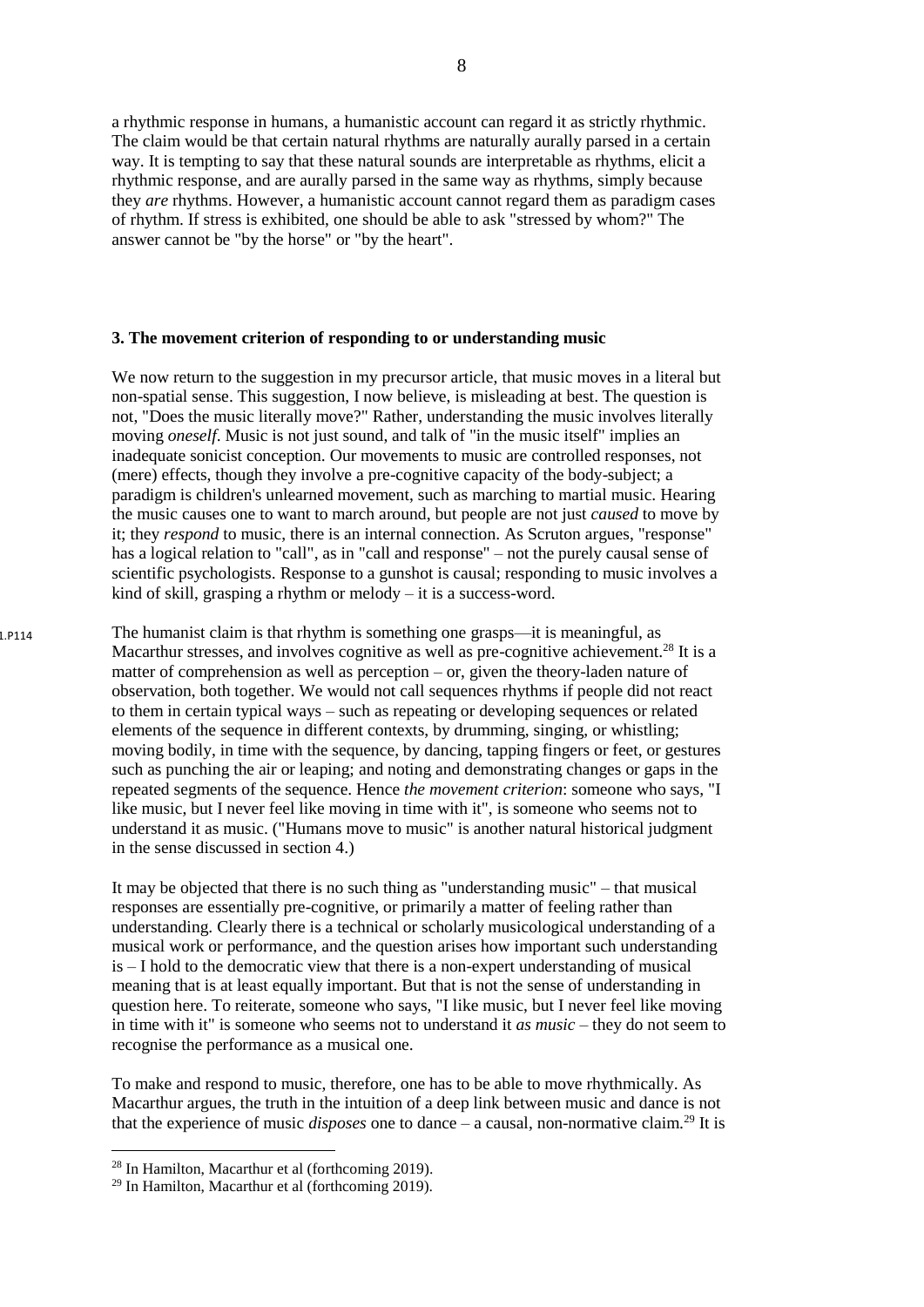a rhythmic response in humans, a humanistic account can regard it as strictly rhythmic. The claim would be that certain natural rhythms are naturally aurally parsed in a certain way. It is tempting to say that these natural sounds are interpretable as rhythms, elicit a rhythmic response, and are aurally parsed in the same way as rhythms, simply because they *are* rhythms. However, a humanistic account cannot regard them as paradigm cases of rhythm. If stress is exhibited, one should be able to ask "stressed by whom?" The answer cannot be "by the horse" or "by the heart".

### 3. The movement criterion of responding to or understanding music

We now return to the suggestion in my precursor article, that music moves in a literal but non-spatial sense. This suggestion, I now believe, is misleading at best. The question is not, "Does the music literally move?" Rather, understanding the music involves literally moving *oneself*. Music is not just sound, and talk of "in the music itself" implies an inadequate sonicist conception. Our movements to music are controlled responses, not (mere) effects, though they involve a pre-cognitive capacity of the body-subject; a paradigm is children's unlearned movement, such as marching to martial music. Hearing the music causes one to want to march around, but people are not just *caused* to move by it; they *respond* to music, there is an internal connection. As Scruton argues, "response" has a logical relation to "call", as in "call and response" – not the purely causal sense of scientific psychologists. Response to a gunshot is causal; responding to music involves a kind of skill, grasping a rhythm or melody – it is a success-word.

The humanist claim is that rhythm is something one grasps—it is meaningful, as Macarthur stresses, and involves cognitive as well as pre-cognitive achievement.[28] It is a matter of comprehension as well as perception – or, given the theory-laden nature of observation, both together. We would not call sequences rhythms if people did not react to them in certain typical ways – such as repeating or developing sequences or related elements of the sequence in different contexts, by drumming, singing, or whistling; moving bodily, in time with the sequence, by dancing, tapping fingers or feet, or gestures such as punching the air or leaping; and noting and demonstrating changes or gaps in the repeated segments of the sequence. Hence *the movement criterion*: someone who says, "I like music, but I never feel like moving in time with it", is someone who seems not to understand it as music. ("Humans move to music" is another natural historical judgment in the sense discussed in section 4.)

It may be objected that there is no such thing as "understanding music" – that musical responses are essentially pre-cognitive, or primarily a matter of feeling rather than understanding. Clearly there is a technical or scholarly musicological understanding of a musical work or performance, and the question arises how important such understanding is – I hold to the democratic view that there is a non-expert understanding of musical meaning that is at least equally important. But that is not the sense of understanding in question here. To reiterate, someone who says, "I like music, but I never feel like moving in time with it" is someone who seems not to understand it *as music* – they do not seem to recognise the performance as a musical one.

To make and respond to music, therefore, one has to be able to move rhythmically. As Macarthur argues, the truth in the intuition of a deep link between music and dance is not that the experience of music *disposes* one to dance – a causal, non-normative claim.[29] It is

[28] In Hamilton, Macarthur et al (forthcoming 2019).

[29] In Hamilton, Macarthur et al (forthcoming 2019).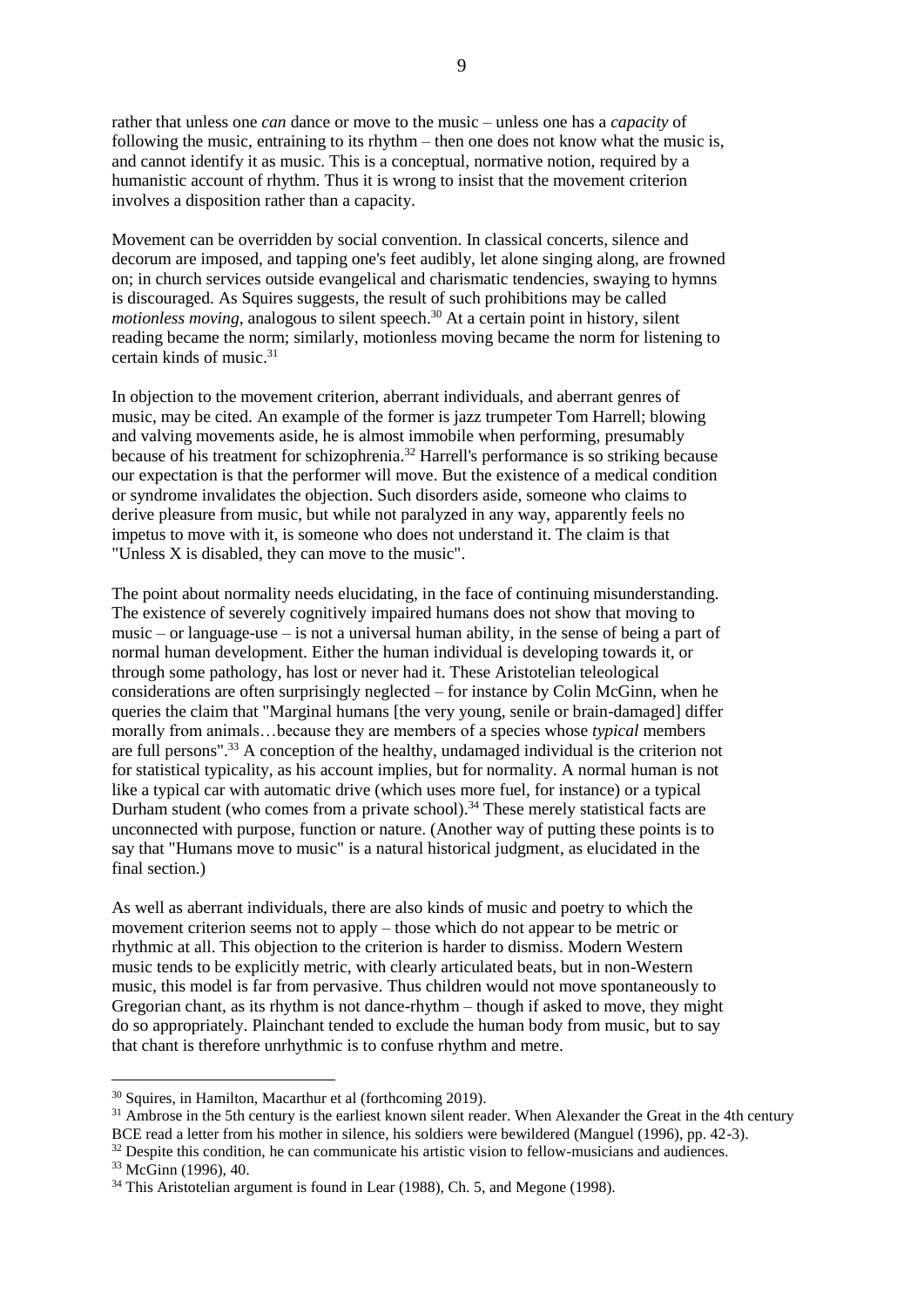rather that unless one *can* dance or move to the music – unless one has a *capacity* of following the music, entraining to its rhythm – then one does not know what the music is, and cannot identify it as music. This is a conceptual, normative notion, required by a humanistic account of rhythm. Thus it is wrong to insist that the movement criterion involves a disposition rather than a capacity.

Movement can be overridden by social convention. In classical concerts, silence and decorum are imposed, and tapping one's feet audibly, let alone singing along, are frowned on; in church services outside evangelical and charismatic tendencies, swaying to hymns is discouraged. As Squires suggests, the result of such prohibitions may be called *motionless moving*, analogous to silent speech.[30] At a certain point in history, silent reading became the norm; similarly, motionless moving became the norm for listening to certain kinds of music.[31]

In objection to the movement criterion, aberrant individuals, and aberrant genres of music, may be cited. An example of the former is jazz trumpeter Tom Harrell; blowing and valving movements aside, he is almost immobile when performing, presumably because of his treatment for schizophrenia.[32] Harrell's performance is so striking because our expectation is that the performer will move. But the existence of a medical condition or syndrome invalidates the objection. Such disorders aside, someone who claims to derive pleasure from music, but while not paralyzed in any way, apparently feels no impetus to move with it, is someone who does not understand it. The claim is that "Unless X is disabled, they can move to the music".

The point about normality needs elucidating, in the face of continuing misunderstanding. The existence of severely cognitively impaired humans does not show that moving to music – or language-use – is not a universal human ability, in the sense of being a part of normal human development. Either the human individual is developing towards it, or through some pathology, has lost or never had it. These Aristotelian teleological considerations are often surprisingly neglected – for instance by Colin McGinn, when he queries the claim that "Marginal humans [the very young, senile or brain-damaged] differ morally from animals…because they are members of a species whose *typical* members are full persons".[33] A conception of the healthy, undamaged individual is the criterion not for statistical typicality, as his account implies, but for normality. A normal human is not like a typical car with automatic drive (which uses more fuel, for instance) or a typical Durham student (who comes from a private school).[34] These merely statistical facts are unconnected with purpose, function or nature. (Another way of putting these points is to say that "Humans move to music" is a natural historical judgment, as elucidated in the final section.)

As well as aberrant individuals, there are also kinds of music and poetry to which the movement criterion seems not to apply – those which do not appear to be metric or rhythmic at all. This objection to the criterion is harder to dismiss. Modern Western music tends to be explicitly metric, with clearly articulated beats, but in non-Western music, this model is far from pervasive. Thus children would not move spontaneously to Gregorian chant, as its rhythm is not dance-rhythm – though if asked to move, they might do so appropriately. Plainchant tended to exclude the human body from music, but to say that chant is therefore unrhythmic is to confuse rhythm and metre.

---

[30] Squires, in Hamilton, Macarthur et al (forthcoming 2019).

[31] Ambrose in the 5th century is the earliest known silent reader. When Alexander the Great in the 4th century BCE read a letter from his mother in silence, his soldiers were bewildered (Manguel (1996), pp. 42-3).

[32] Despite this condition, he can communicate his artistic vision to fellow-musicians and audiences.

[33] McGinn (1996), 40.

[34] This Aristotelian argument is found in Lear (1988), Ch. 5, and Megone (1998).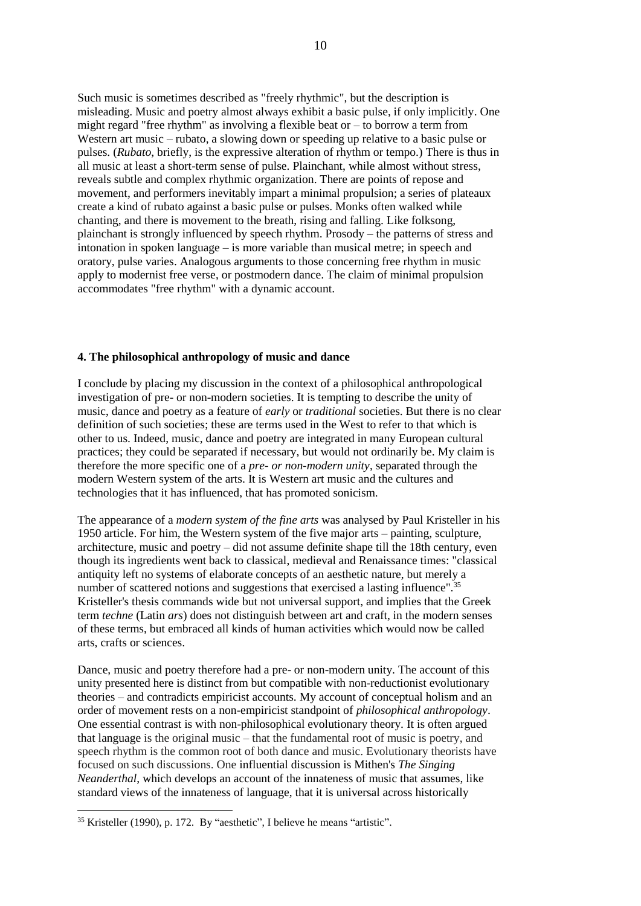Such music is sometimes described as "freely rhythmic", but the description is misleading. Music and poetry almost always exhibit a basic pulse, if only implicitly. One might regard "free rhythm" as involving a flexible beat or – to borrow a term from Western art music – rubato, a slowing down or speeding up relative to a basic pulse or pulses. (*Rubato*, briefly, is the expressive alteration of rhythm or tempo.) There is thus in all music at least a short-term sense of pulse. Plainchant, while almost without stress, reveals subtle and complex rhythmic organization. There are points of repose and movement, and performers inevitably impart a minimal propulsion; a series of plateaux create a kind of rubato against a basic pulse or pulses. Monks often walked while chanting, and there is movement to the breath, rising and falling. Like folksong, plainchant is strongly influenced by speech rhythm. Prosody – the patterns of stress and intonation in spoken language – is more variable than musical metre; in speech and oratory, pulse varies. Analogous arguments to those concerning free rhythm in music apply to modernist free verse, or postmodern dance. The claim of minimal propulsion accommodates "free rhythm" with a dynamic account.

**4. The philosophical anthropology of music and dance**

I conclude by placing my discussion in the context of a philosophical anthropological investigation of pre- or non-modern societies. It is tempting to describe the unity of music, dance and poetry as a feature of *early* or *traditional* societies. But there is no clear definition of such societies; these are terms used in the West to refer to that which is other to us. Indeed, music, dance and poetry are integrated in many European cultural practices; they could be separated if necessary, but would not ordinarily be. My claim is therefore the more specific one of a *pre- or non-modern unity*, separated through the modern Western system of the arts. It is Western art music and the cultures and technologies that it has influenced, that has promoted sonicism.

The appearance of a *modern system of the fine arts* was analysed by Paul Kristeller in his 1950 article. For him, the Western system of the five major arts – painting, sculpture, architecture, music and poetry – did not assume definite shape till the 18th century, even though its ingredients went back to classical, medieval and Renaissance times: "classical antiquity left no systems of elaborate concepts of an aesthetic nature, but merely a number of scattered notions and suggestions that exercised a lasting influence".[35] Kristeller's thesis commands wide but not universal support, and implies that the Greek term *techne* (Latin *ars*) does not distinguish between art and craft, in the modern senses of these terms, but embraced all kinds of human activities which would now be called arts, crafts or sciences.

Dance, music and poetry therefore had a pre- or non-modern unity. The account of this unity presented here is distinct from but compatible with non-reductionist evolutionary theories – and contradicts empiricist accounts. My account of conceptual holism and an order of movement rests on a non-empiricist standpoint of *philosophical anthropology*. One essential contrast is with non-philosophical evolutionary theory. It is often argued that language is the original music – that the fundamental root of music is poetry, and speech rhythm is the common root of both dance and music. Evolutionary theorists have focused on such discussions. One influential discussion is Mithen's *The Singing Neanderthal*, which develops an account of the innateness of music that assumes, like standard views of the innateness of language, that it is universal across historically

[35] Kristeller (1990), p. 172. By "aesthetic", I believe he means "artistic".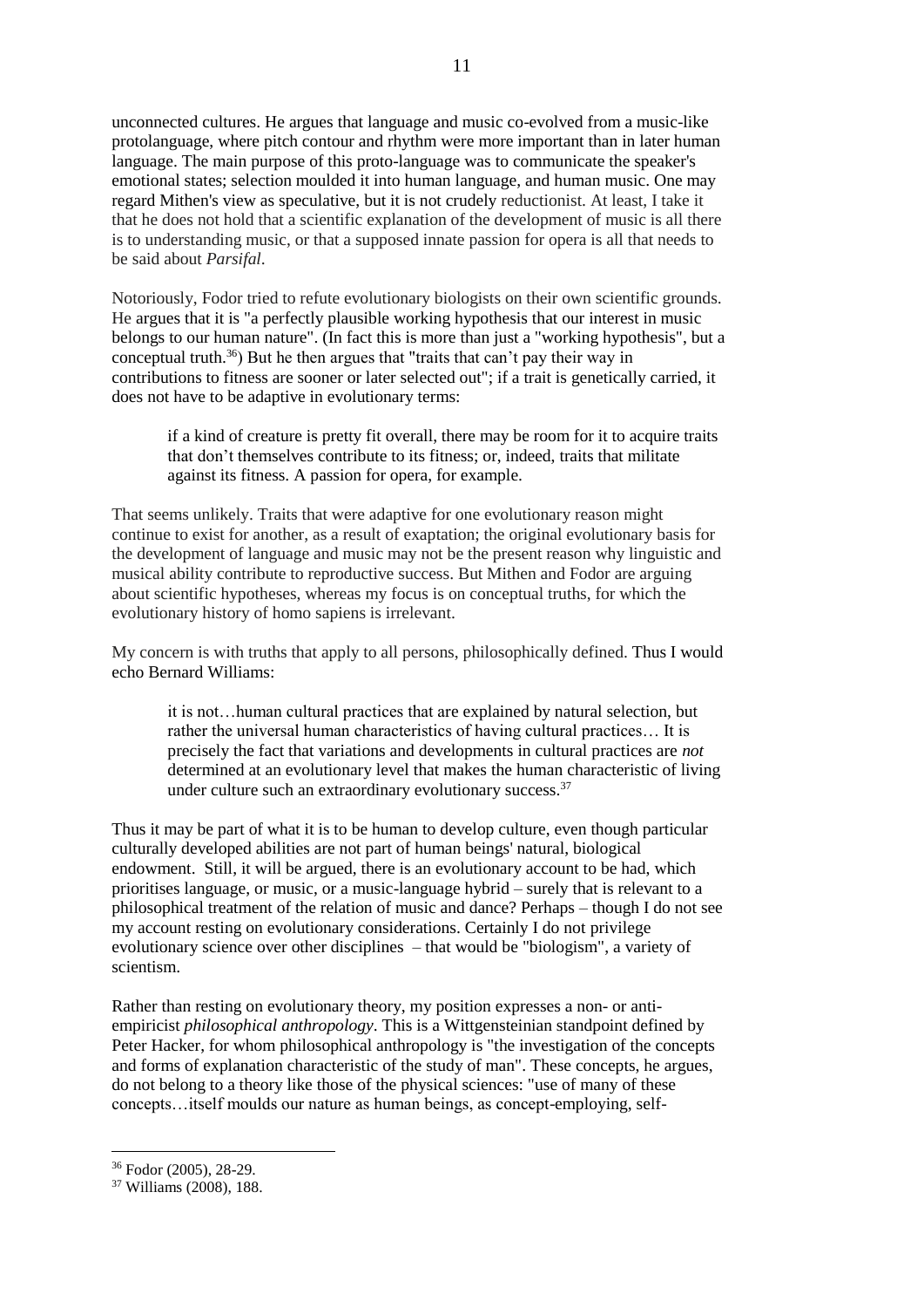unconnected cultures. He argues that language and music co-evolved from a music-like protolanguage, where pitch contour and rhythm were more important than in later human language. The main purpose of this proto-language was to communicate the speaker's emotional states; selection moulded it into human language, and human music. One may regard Mithen's view as speculative, but it is not crudely reductionist. At least, I take it that he does not hold that a scientific explanation of the development of music is all there is to understanding music, or that a supposed innate passion for opera is all that needs to be said about *Parsifal*.

Notoriously, Fodor tried to refute evolutionary biologists on their own scientific grounds. He argues that it is "a perfectly plausible working hypothesis that our interest in music belongs to our human nature". (In fact this is more than just a "working hypothesis", but a conceptual truth.[36]) But he then argues that "traits that can't pay their way in contributions to fitness are sooner or later selected out"; if a trait is genetically carried, it does not have to be adaptive in evolutionary terms:

> if a kind of creature is pretty fit overall, there may be room for it to acquire traits that don't themselves contribute to its fitness; or, indeed, traits that militate against its fitness. A passion for opera, for example.

That seems unlikely. Traits that were adaptive for one evolutionary reason might continue to exist for another, as a result of exaptation; the original evolutionary basis for the development of language and music may not be the present reason why linguistic and musical ability contribute to reproductive success. But Mithen and Fodor are arguing about scientific hypotheses, whereas my focus is on conceptual truths, for which the evolutionary history of homo sapiens is irrelevant.

My concern is with truths that apply to all persons, philosophically defined. Thus I would echo Bernard Williams:

> it is not…human cultural practices that are explained by natural selection, but rather the universal human characteristics of having cultural practices… It is precisely the fact that variations and developments in cultural practices are *not* determined at an evolutionary level that makes the human characteristic of living under culture such an extraordinary evolutionary success.[37]

Thus it may be part of what it is to be human to develop culture, even though particular culturally developed abilities are not part of human beings' natural, biological endowment. Still, it will be argued, there is an evolutionary account to be had, which prioritises language, or music, or a music-language hybrid – surely that is relevant to a philosophical treatment of the relation of music and dance? Perhaps – though I do not see my account resting on evolutionary considerations. Certainly I do not privilege evolutionary science over other disciplines – that would be "biologism", a variety of scientism.

Rather than resting on evolutionary theory, my position expresses a non- or anti-empiricist *philosophical anthropology*. This is a Wittgensteinian standpoint defined by Peter Hacker, for whom philosophical anthropology is "the investigation of the concepts and forms of explanation characteristic of the study of man". These concepts, he argues, do not belong to a theory like those of the physical sciences: "use of many of these concepts…itself moulds our nature as human beings, as concept-employing, self-

---

[36] Fodor (2005), 28-29.

[37] Williams (2008), 188.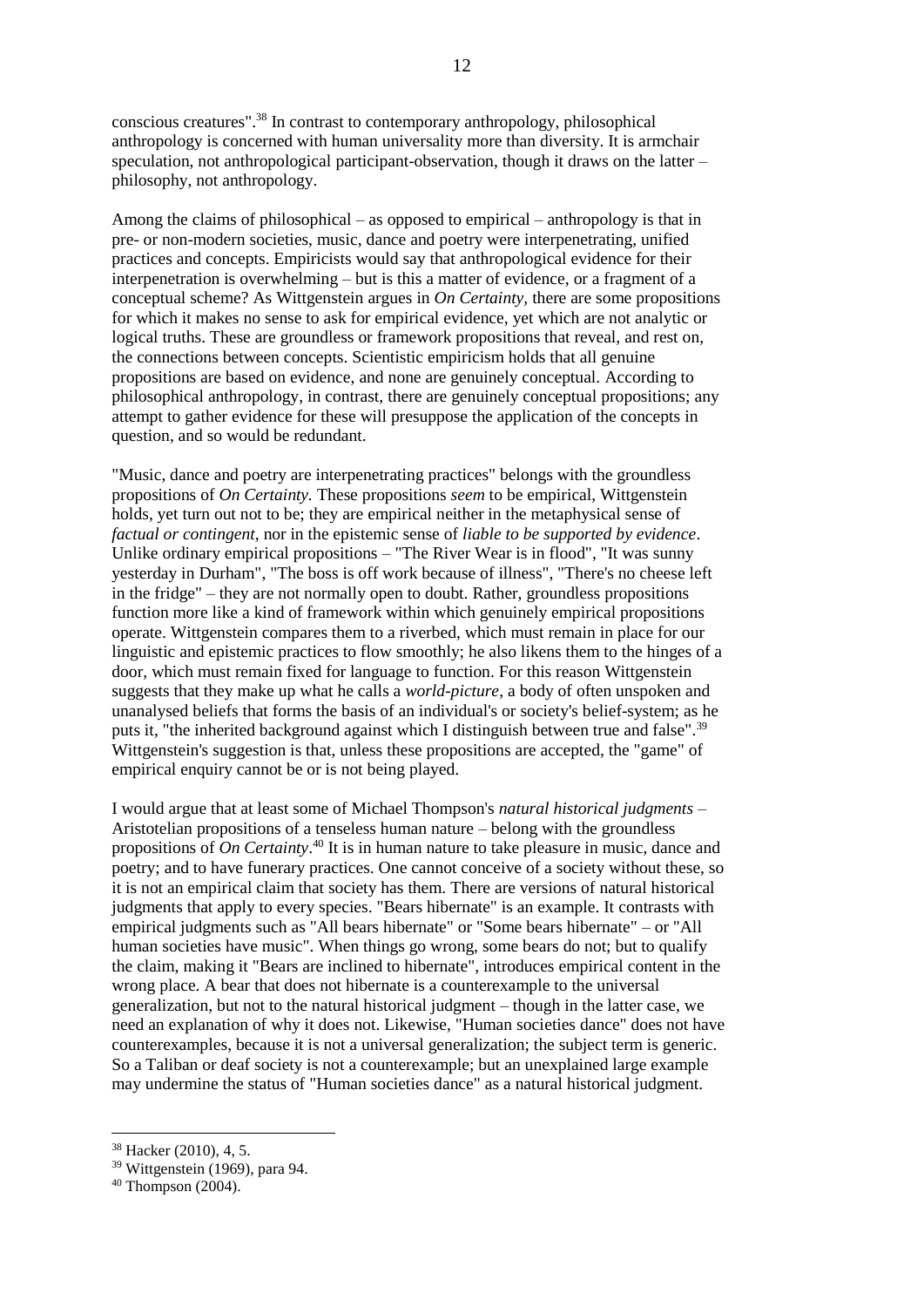conscious creatures".[38] In contrast to contemporary anthropology, philosophical anthropology is concerned with human universality more than diversity. It is armchair speculation, not anthropological participant-observation, though it draws on the latter – philosophy, not anthropology.

Among the claims of philosophical – as opposed to empirical – anthropology is that in pre- or non-modern societies, music, dance and poetry were interpenetrating, unified practices and concepts. Empiricists would say that anthropological evidence for their interpenetration is overwhelming – but is this a matter of evidence, or a fragment of a conceptual scheme? As Wittgenstein argues in *On Certainty*, there are some propositions for which it makes no sense to ask for empirical evidence, yet which are not analytic or logical truths. These are groundless or framework propositions that reveal, and rest on, the connections between concepts. Scientistic empiricism holds that all genuine propositions are based on evidence, and none are genuinely conceptual. According to philosophical anthropology, in contrast, there are genuinely conceptual propositions; any attempt to gather evidence for these will presuppose the application of the concepts in question, and so would be redundant.

"Music, dance and poetry are interpenetrating practices" belongs with the groundless propositions of *On Certainty.* These propositions *seem* to be empirical, Wittgenstein holds, yet turn out not to be; they are empirical neither in the metaphysical sense of *factual or contingent*, nor in the epistemic sense of *liable to be supported by evidence*. Unlike ordinary empirical propositions – "The River Wear is in flood", "It was sunny yesterday in Durham", "The boss is off work because of illness", "There's no cheese left in the fridge" – they are not normally open to doubt. Rather, groundless propositions function more like a kind of framework within which genuinely empirical propositions operate. Wittgenstein compares them to a riverbed, which must remain in place for our linguistic and epistemic practices to flow smoothly; he also likens them to the hinges of a door, which must remain fixed for language to function. For this reason Wittgenstein suggests that they make up what he calls a *world-picture*, a body of often unspoken and unanalysed beliefs that forms the basis of an individual's or society's belief-system; as he puts it, "the inherited background against which I distinguish between true and false".[39] Wittgenstein's suggestion is that, unless these propositions are accepted, the "game" of empirical enquiry cannot be or is not being played.

I would argue that at least some of Michael Thompson's *natural historical judgments* – Aristotelian propositions of a tenseless human nature – belong with the groundless propositions of *On Certainty*.[40] It is in human nature to take pleasure in music, dance and poetry; and to have funerary practices. One cannot conceive of a society without these, so it is not an empirical claim that society has them. There are versions of natural historical judgments that apply to every species. "Bears hibernate" is an example. It contrasts with empirical judgments such as "All bears hibernate" or "Some bears hibernate" – or "All human societies have music". When things go wrong, some bears do not; but to qualify the claim, making it "Bears are inclined to hibernate", introduces empirical content in the wrong place. A bear that does not hibernate is a counterexample to the universal generalization, but not to the natural historical judgment – though in the latter case, we need an explanation of why it does not. Likewise, "Human societies dance" does not have counterexamples, because it is not a universal generalization; the subject term is generic. So a Taliban or deaf society is not a counterexample; but an unexplained large example may undermine the status of "Human societies dance" as a natural historical judgment.

---

[38] Hacker (2010), 4, 5.

[39] Wittgenstein (1969), para 94.

[40] Thompson (2004).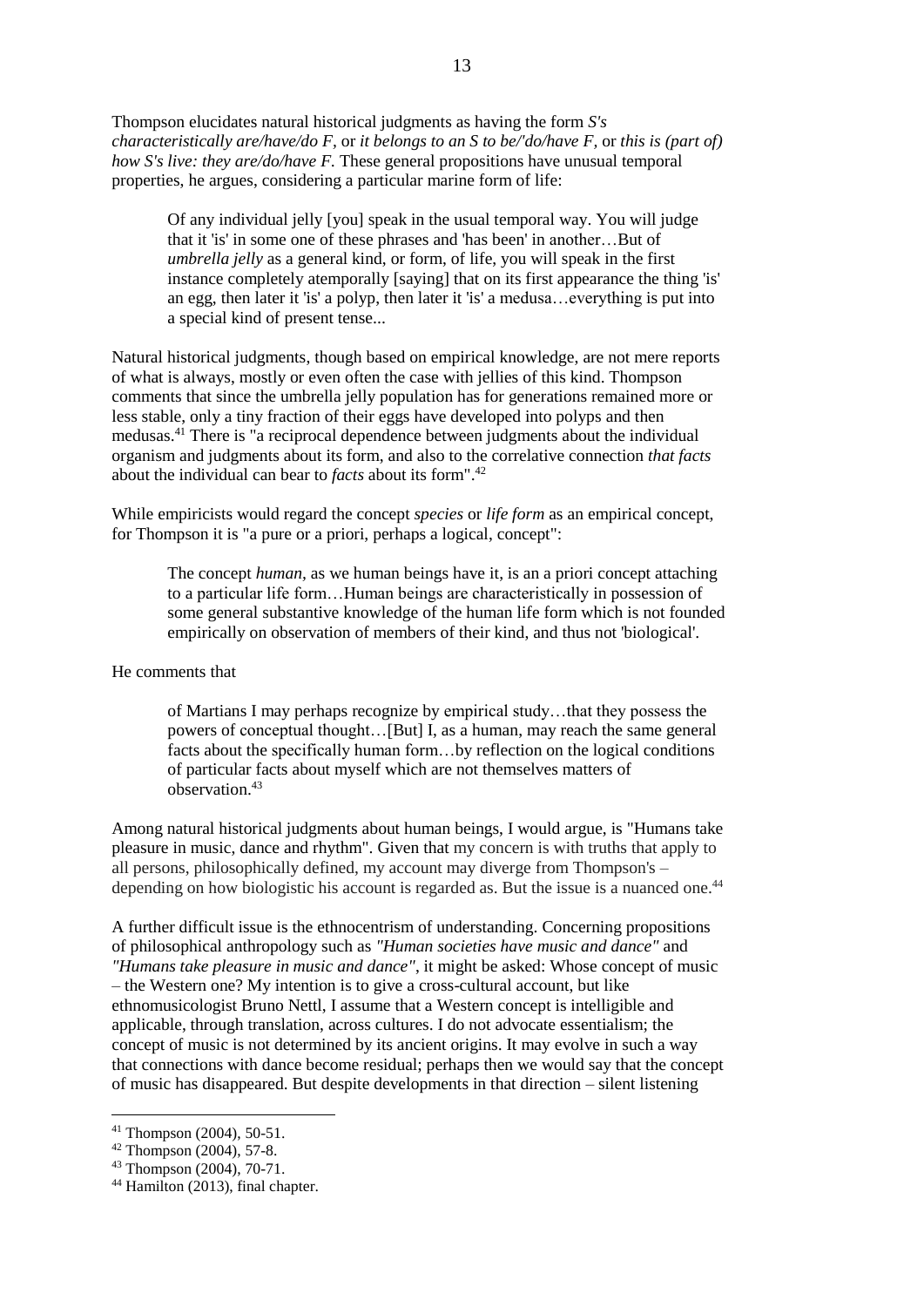Thompson elucidates natural historical judgments as having the form *S's characteristically are/have/do F,* or *it belongs to an S to be/'do/have F,* or *this is (part of) how S's live: they are/do/have F.* These general propositions have unusual temporal properties, he argues, considering a particular marine form of life:

> Of any individual jelly [you] speak in the usual temporal way. You will judge that it 'is' in some one of these phrases and 'has been' in another…But of *umbrella jelly* as a general kind, or form, of life, you will speak in the first instance completely atemporally [saying] that on its first appearance the thing 'is' an egg, then later it 'is' a polyp, then later it 'is' a medusa…everything is put into a special kind of present tense...

Natural historical judgments, though based on empirical knowledge, are not mere reports of what is always, mostly or even often the case with jellies of this kind. Thompson comments that since the umbrella jelly population has for generations remained more or less stable, only a tiny fraction of their eggs have developed into polyps and then medusas.[41] There is "a reciprocal dependence between judgments about the individual organism and judgments about its form, and also to the correlative connection *that facts* about the individual can bear to *facts* about its form".[42]

While empiricists would regard the concept *species* or *life form* as an empirical concept, for Thompson it is "a pure or a priori, perhaps a logical, concept":

> The concept *human,* as we human beings have it, is an a priori concept attaching to a particular life form…Human beings are characteristically in possession of some general substantive knowledge of the human life form which is not founded empirically on observation of members of their kind, and thus not 'biological'.

He comments that

> of Martians I may perhaps recognize by empirical study…that they possess the powers of conceptual thought…[But] I, as a human, may reach the same general facts about the specifically human form…by reflection on the logical conditions of particular facts about myself which are not themselves matters of observation.[43]

Among natural historical judgments about human beings, I would argue, is "Humans take pleasure in music, dance and rhythm". Given that my concern is with truths that apply to all persons, philosophically defined, my account may diverge from Thompson's – depending on how biologistic his account is regarded as. But the issue is a nuanced one.[44]

A further difficult issue is the ethnocentrism of understanding. Concerning propositions of philosophical anthropology such as *"Human societies have music and dance"* and *"Humans take pleasure in music and dance"*, it might be asked: Whose concept of music – the Western one? My intention is to give a cross-cultural account, but like ethnomusicologist Bruno Nettl, I assume that a Western concept is intelligible and applicable, through translation, across cultures. I do not advocate essentialism; the concept of music is not determined by its ancient origins. It may evolve in such a way that connections with dance become residual; perhaps then we would say that the concept of music has disappeared. But despite developments in that direction – silent listening

[41] Thompson (2004), 50-51.

[42] Thompson (2004), 57-8.

[43] Thompson (2004), 70-71.

[44] Hamilton (2013), final chapter.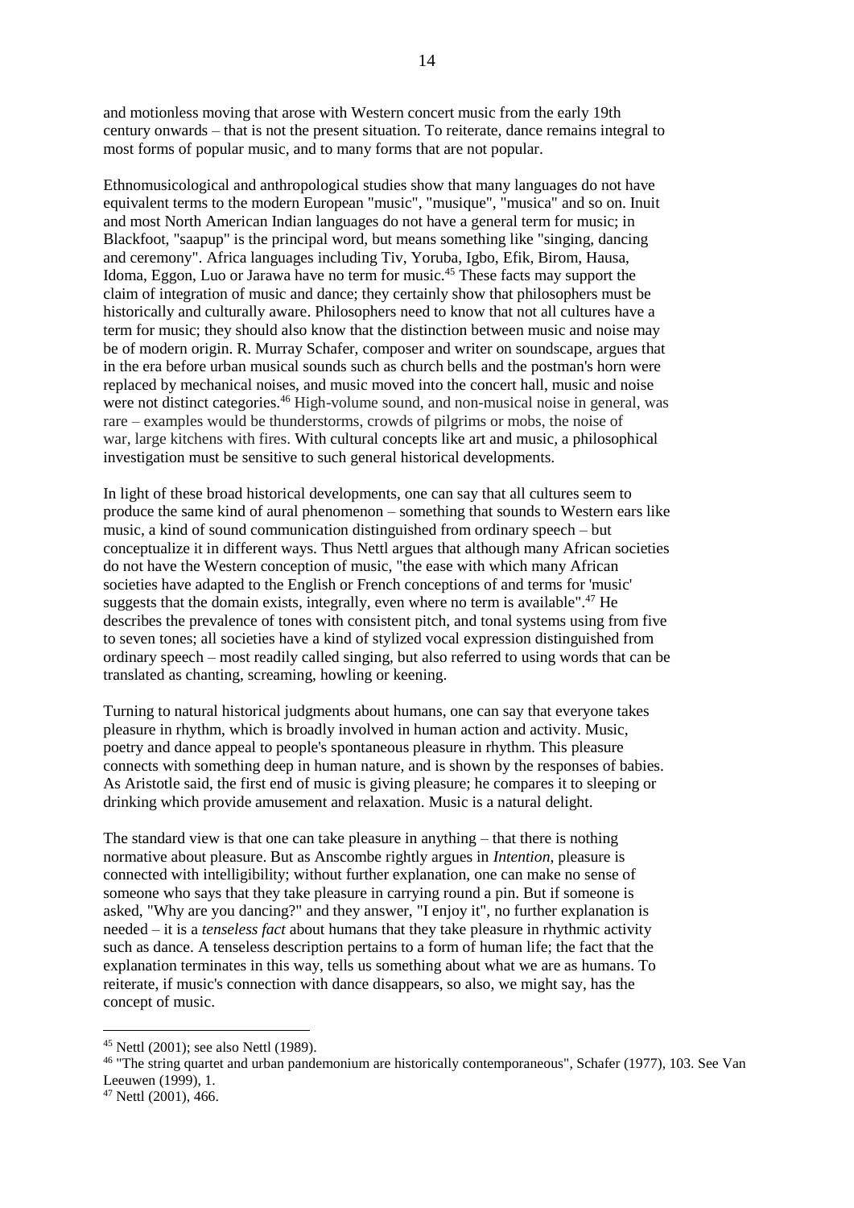and motionless moving that arose with Western concert music from the early 19th century onwards – that is not the present situation. To reiterate, dance remains integral to most forms of popular music, and to many forms that are not popular.

Ethnomusicological and anthropological studies show that many languages do not have equivalent terms to the modern European "music", "musique", "musica" and so on. Inuit and most North American Indian languages do not have a general term for music; in Blackfoot, "saapup" is the principal word, but means something like "singing, dancing and ceremony". Africa languages including Tiv, Yoruba, Igbo, Efik, Birom, Hausa, Idoma, Eggon, Luo or Jarawa have no term for music.[45] These facts may support the claim of integration of music and dance; they certainly show that philosophers must be historically and culturally aware. Philosophers need to know that not all cultures have a term for music; they should also know that the distinction between music and noise may be of modern origin. R. Murray Schafer, composer and writer on soundscape, argues that in the era before urban musical sounds such as church bells and the postman's horn were replaced by mechanical noises, and music moved into the concert hall, music and noise were not distinct categories.[46] High-volume sound, and non-musical noise in general, was rare – examples would be thunderstorms, crowds of pilgrims or mobs, the noise of war, large kitchens with fires. With cultural concepts like art and music, a philosophical investigation must be sensitive to such general historical developments.

In light of these broad historical developments, one can say that all cultures seem to produce the same kind of aural phenomenon – something that sounds to Western ears like music, a kind of sound communication distinguished from ordinary speech – but conceptualize it in different ways. Thus Nettl argues that although many African societies do not have the Western conception of music, "the ease with which many African societies have adapted to the English or French conceptions of and terms for 'music' suggests that the domain exists, integrally, even where no term is available".[47] He describes the prevalence of tones with consistent pitch, and tonal systems using from five to seven tones; all societies have a kind of stylized vocal expression distinguished from ordinary speech – most readily called singing, but also referred to using words that can be translated as chanting, screaming, howling or keening.

Turning to natural historical judgments about humans, one can say that everyone takes pleasure in rhythm, which is broadly involved in human action and activity. Music, poetry and dance appeal to people's spontaneous pleasure in rhythm. This pleasure connects with something deep in human nature, and is shown by the responses of babies. As Aristotle said, the first end of music is giving pleasure; he compares it to sleeping or drinking which provide amusement and relaxation. Music is a natural delight.

The standard view is that one can take pleasure in anything – that there is nothing normative about pleasure. But as Anscombe rightly argues in *Intention*, pleasure is connected with intelligibility; without further explanation, one can make no sense of someone who says that they take pleasure in carrying round a pin. But if someone is asked, "Why are you dancing?" and they answer, "I enjoy it", no further explanation is needed – it is a *tenseless fact* about humans that they take pleasure in rhythmic activity such as dance. A tenseless description pertains to a form of human life; the fact that the explanation terminates in this way, tells us something about what we are as humans. To reiterate, if music's connection with dance disappears, so also, we might say, has the concept of music.

---

[45] Nettl (2001); see also Nettl (1989).

[46] "The string quartet and urban pandemonium are historically contemporaneous", Schafer (1977), 103. See Van Leeuwen (1999), 1.

[47] Nettl (2001), 466.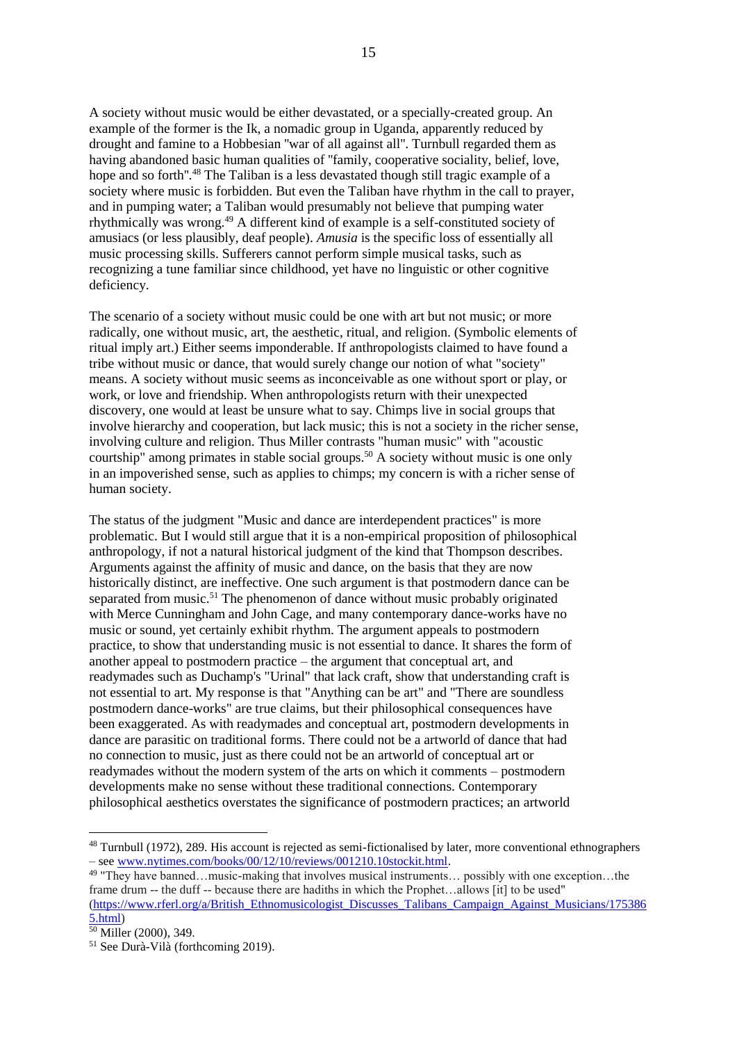A society without music would be either devastated, or a specially-created group. An example of the former is the Ik, a nomadic group in Uganda, apparently reduced by drought and famine to a Hobbesian "war of all against all". Turnbull regarded them as having abandoned basic human qualities of "family, cooperative sociality, belief, love, hope and so forth".[48] The Taliban is a less devastated though still tragic example of a society where music is forbidden. But even the Taliban have rhythm in the call to prayer, and in pumping water; a Taliban would presumably not believe that pumping water rhythmically was wrong.[49] A different kind of example is a self-constituted society of amusiacs (or less plausibly, deaf people). *Amusia* is the specific loss of essentially all music processing skills. Sufferers cannot perform simple musical tasks, such as recognizing a tune familiar since childhood, yet have no linguistic or other cognitive deficiency.

The scenario of a society without music could be one with art but not music; or more radically, one without music, art, the aesthetic, ritual, and religion. (Symbolic elements of ritual imply art.) Either seems imponderable. If anthropologists claimed to have found a tribe without music or dance, that would surely change our notion of what "society" means. A society without music seems as inconceivable as one without sport or play, or work, or love and friendship. When anthropologists return with their unexpected discovery, one would at least be unsure what to say. Chimps live in social groups that involve hierarchy and cooperation, but lack music; this is not a society in the richer sense, involving culture and religion. Thus Miller contrasts "human music" with "acoustic courtship" among primates in stable social groups.[50] A society without music is one only in an impoverished sense, such as applies to chimps; my concern is with a richer sense of human society.

The status of the judgment "Music and dance are interdependent practices" is more problematic. But I would still argue that it is a non-empirical proposition of philosophical anthropology, if not a natural historical judgment of the kind that Thompson describes. Arguments against the affinity of music and dance, on the basis that they are now historically distinct, are ineffective. One such argument is that postmodern dance can be separated from music.[51] The phenomenon of dance without music probably originated with Merce Cunningham and John Cage, and many contemporary dance-works have no music or sound, yet certainly exhibit rhythm. The argument appeals to postmodern practice, to show that understanding music is not essential to dance. It shares the form of another appeal to postmodern practice – the argument that conceptual art, and readymades such as Duchamp's "Urinal" that lack craft, show that understanding craft is not essential to art. My response is that "Anything can be art" and "There are soundless postmodern dance-works" are true claims, but their philosophical consequences have been exaggerated. As with readymades and conceptual art, postmodern developments in dance are parasitic on traditional forms. There could not be a artworld of dance that had no connection to music, just as there could not be an artworld of conceptual art or readymades without the modern system of the arts on which it comments – postmodern developments make no sense without these traditional connections. Contemporary philosophical aesthetics overstates the significance of postmodern practices; an artworld

---

[48] Turnbull (1972), 289. His account is rejected as semi-fictionalised by later, more conventional ethnographers – see www.nytimes.com/books/00/12/10/reviews/001210.10stockit.html.

[49] "They have banned…music-making that involves musical instruments… possibly with one exception…the frame drum -- the duff -- because there are hadiths in which the Prophet…allows [it] to be used" (https://www.rferl.org/a/British_Ethnomusicologist_Discusses_Talibans_Campaign_Against_Musicians/1753865.html)

[50] Miller (2000), 349.

[51] See Durà-Vilà (forthcoming 2019).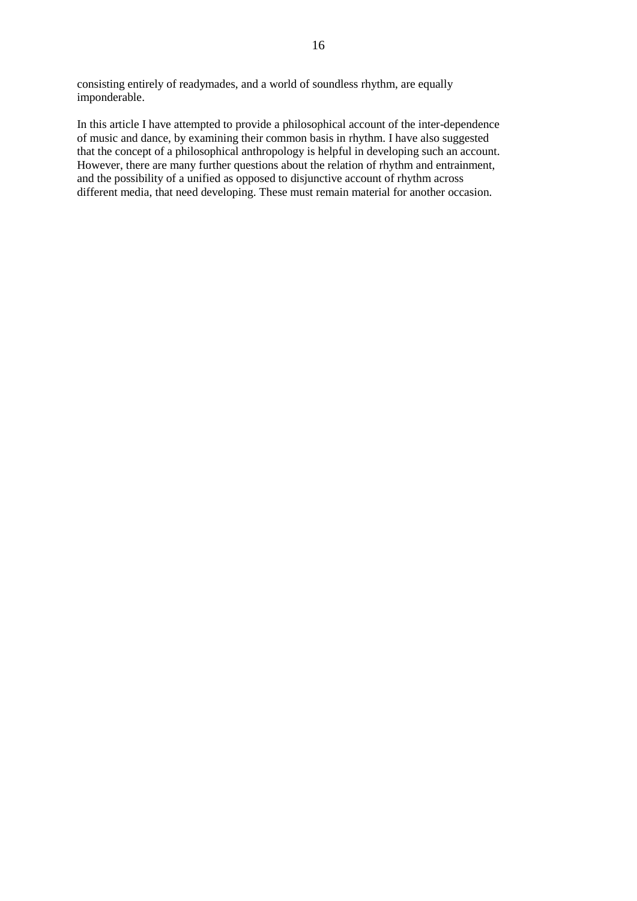consisting entirely of readymades, and a world of soundless rhythm, are equally imponderable.

In this article I have attempted to provide a philosophical account of the inter-dependence of music and dance, by examining their common basis in rhythm. I have also suggested that the concept of a philosophical anthropology is helpful in developing such an account. However, there are many further questions about the relation of rhythm and entrainment, and the possibility of a unified as opposed to disjunctive account of rhythm across different media, that need developing. These must remain material for another occasion.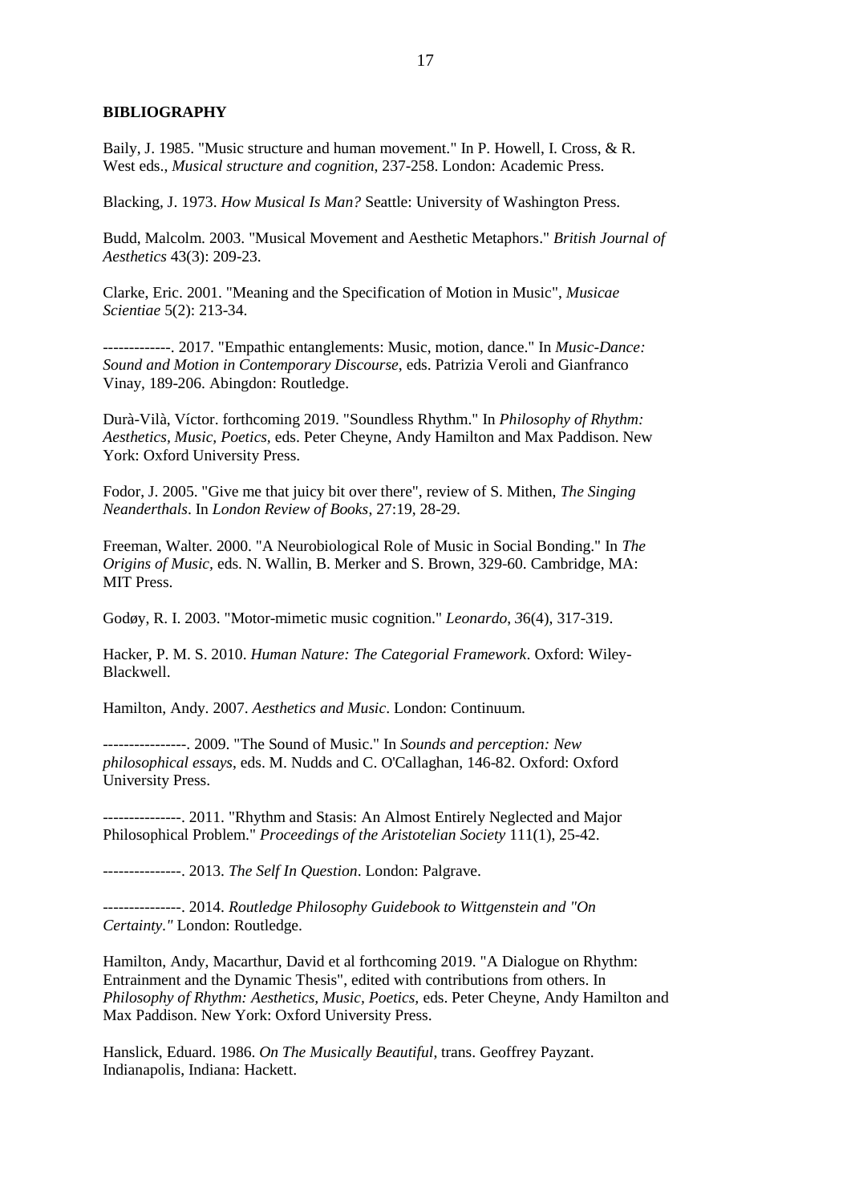**BIBLIOGRAPHY**

Baily, J. 1985. "Music structure and human movement." In P. Howell, I. Cross, & R. West eds., *Musical structure and cognition*, 237-258. London: Academic Press.

Blacking, J. 1973. *How Musical Is Man?* Seattle: University of Washington Press.

Budd, Malcolm. 2003. "Musical Movement and Aesthetic Metaphors." *British Journal of Aesthetics* 43(3): 209-23.

Clarke, Eric. 2001. "Meaning and the Specification of Motion in Music", *Musicae Scientiae* 5(2): 213-34.

-------------. 2017. "Empathic entanglements: Music, motion, dance." In *Music-Dance: Sound and Motion in Contemporary Discourse*, eds. Patrizia Veroli and Gianfranco Vinay, 189-206. Abingdon: Routledge.

Durà-Vilà, Víctor. forthcoming 2019. "Soundless Rhythm." In *Philosophy of Rhythm: Aesthetics, Music, Poetics*, eds. Peter Cheyne, Andy Hamilton and Max Paddison. New York: Oxford University Press.

Fodor, J. 2005. "Give me that juicy bit over there", review of S. Mithen, *The Singing Neanderthals*. In *London Review of Books*, 27:19, 28-29.

Freeman, Walter. 2000. "A Neurobiological Role of Music in Social Bonding." In *The Origins of Music*, eds. N. Wallin, B. Merker and S. Brown, 329-60. Cambridge, MA: MIT Press.

Godøy, R. I. 2003. "Motor-mimetic music cognition." *Leonardo*, *3*6(4), 317-319.

Hacker, P. M. S. 2010. *Human Nature: The Categorial Framework*. Oxford: Wiley-Blackwell.

Hamilton, Andy. 2007. *Aesthetics and Music*. London: Continuum.

----------------. 2009. "The Sound of Music." In *Sounds and perception: New philosophical essays*, eds. M. Nudds and C. O'Callaghan, 146-82. Oxford: Oxford University Press.

---------------. 2011. "Rhythm and Stasis: An Almost Entirely Neglected and Major Philosophical Problem." *Proceedings of the Aristotelian Society* 111(1), 25-42.

---------------. 2013. *The Self In Question*. London: Palgrave.

---------------. 2014. *Routledge Philosophy Guidebook to Wittgenstein and "On Certainty."* London: Routledge.

Hamilton, Andy, Macarthur, David et al forthcoming 2019. "A Dialogue on Rhythm: Entrainment and the Dynamic Thesis", edited with contributions from others. In *Philosophy of Rhythm: Aesthetics, Music, Poetics*, eds. Peter Cheyne, Andy Hamilton and Max Paddison. New York: Oxford University Press.

Hanslick, Eduard. 1986. *On The Musically Beautiful*, trans. Geoffrey Payzant. Indianapolis, Indiana: Hackett.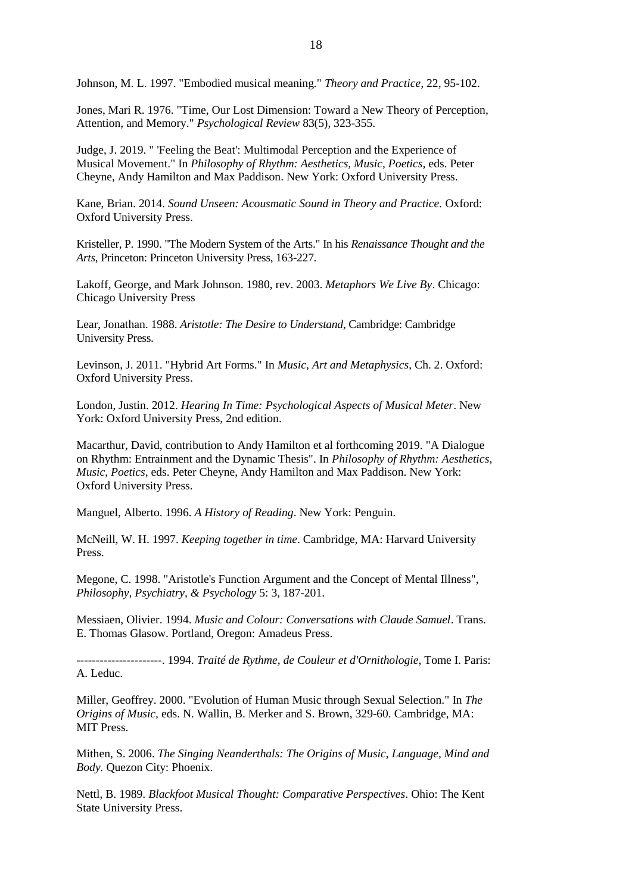Johnson, M. L. 1997. "Embodied musical meaning." *Theory and Practice*, 22, 95-102.

Jones, Mari R. 1976. "Time, Our Lost Dimension: Toward a New Theory of Perception, Attention, and Memory." *Psychological Review* 83(5), 323-355.

Judge, J. 2019. " 'Feeling the Beat': Multimodal Perception and the Experience of Musical Movement." In *Philosophy of Rhythm: Aesthetics, Music, Poetics*, eds. Peter Cheyne, Andy Hamilton and Max Paddison. New York: Oxford University Press.

Kane, Brian. 2014. *Sound Unseen: Acousmatic Sound in Theory and Practice*. Oxford: Oxford University Press.

Kristeller, P. 1990. "The Modern System of the Arts." In his *Renaissance Thought and the Arts*, Princeton: Princeton University Press, 163-227.

Lakoff, George, and Mark Johnson. 1980, rev. 2003. *Metaphors We Live By*. Chicago: Chicago University Press

Lear, Jonathan. 1988. *Aristotle: The Desire to Understand*, Cambridge: Cambridge University Press.

Levinson, J. 2011. "Hybrid Art Forms." In *Music, Art and Metaphysics*, Ch. 2. Oxford: Oxford University Press.

London, Justin. 2012. *Hearing In Time: Psychological Aspects of Musical Meter*. New York: Oxford University Press, 2nd edition.

Macarthur, David, contribution to Andy Hamilton et al forthcoming 2019. "A Dialogue on Rhythm: Entrainment and the Dynamic Thesis". In *Philosophy of Rhythm: Aesthetics, Music, Poetics*, eds. Peter Cheyne, Andy Hamilton and Max Paddison. New York: Oxford University Press.

Manguel, Alberto. 1996. *A History of Reading*. New York: Penguin.

McNeill, W. H. 1997. *Keeping together in time*. Cambridge, MA: Harvard University Press.

Megone, C. 1998. "Aristotle's Function Argument and the Concept of Mental Illness", *Philosophy, Psychiatry, & Psychology* 5: 3, 187-201.

Messiaen, Olivier. 1994. *Music and Colour: Conversations with Claude Samuel*. Trans. E. Thomas Glasow. Portland, Oregon: Amadeus Press.

----------------------. 1994. *Traité de Rythme, de Couleur et d'Ornithologie*, Tome I. Paris: A. Leduc.

Miller, Geoffrey. 2000. "Evolution of Human Music through Sexual Selection." In *The Origins of Music*, eds. N. Wallin, B. Merker and S. Brown, 329-60. Cambridge, MA: MIT Press.

Mithen, S. 2006. *The Singing Neanderthals: The Origins of Music, Language, Mind and Body.* Quezon City: Phoenix.

Nettl, B. 1989. *Blackfoot Musical Thought: Comparative Perspectives*. Ohio: The Kent State University Press.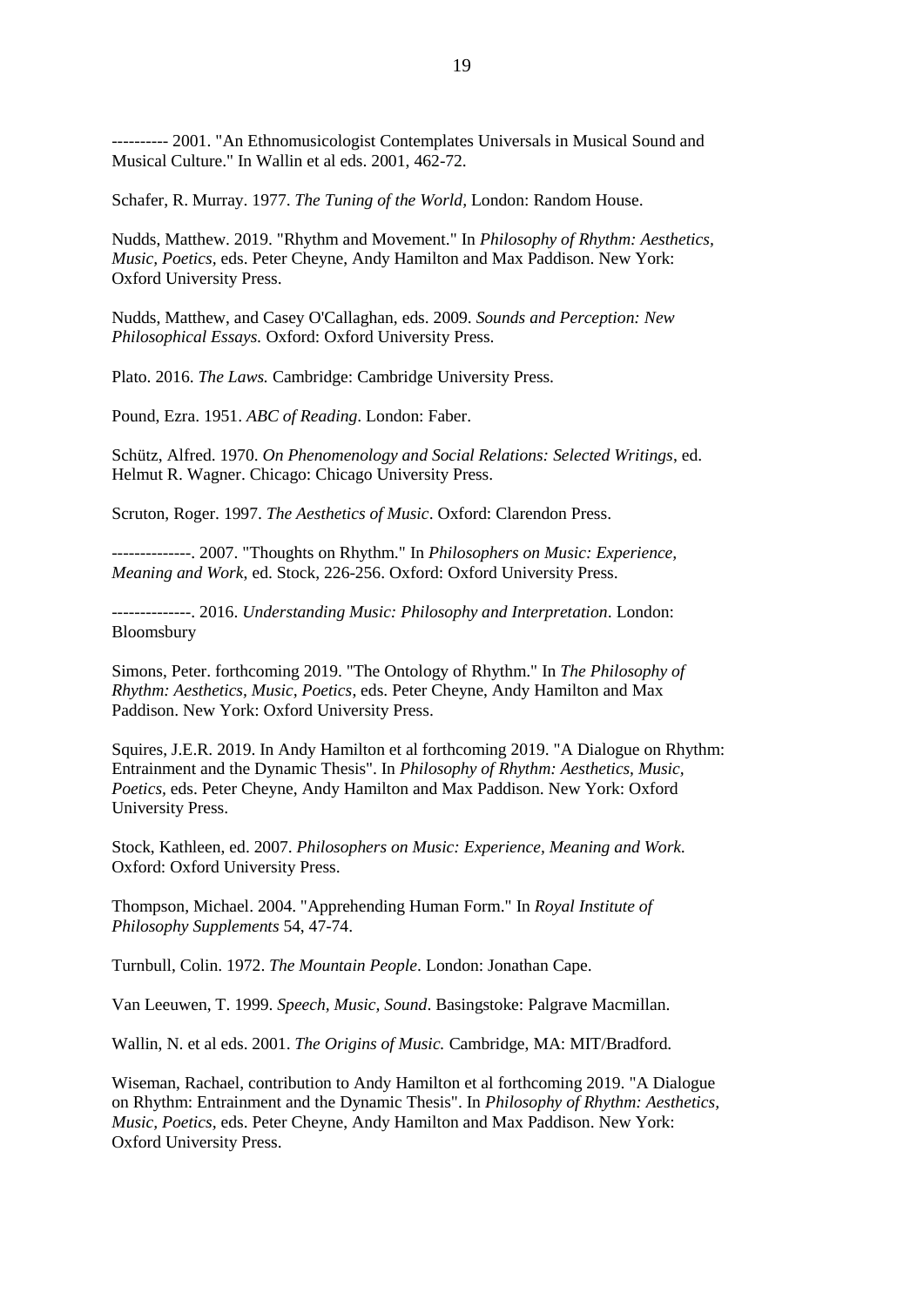---------- 2001. "An Ethnomusicologist Contemplates Universals in Musical Sound and Musical Culture." In Wallin et al eds. 2001, 462-72.

Schafer, R. Murray. 1977. *The Tuning of the World*, London: Random House.

Nudds, Matthew. 2019. "Rhythm and Movement." In *Philosophy of Rhythm: Aesthetics, Music, Poetics*, eds. Peter Cheyne, Andy Hamilton and Max Paddison. New York: Oxford University Press.

Nudds, Matthew, and Casey O'Callaghan, eds. 2009. *Sounds and Perception: New Philosophical Essays.* Oxford: Oxford University Press.

Plato. 2016. *The Laws.* Cambridge: Cambridge University Press.

Pound, Ezra. 1951. *ABC of Reading*. London: Faber.

Schütz, Alfred. 1970. *On Phenomenology and Social Relations: Selected Writings*, ed. Helmut R. Wagner. Chicago: Chicago University Press.

Scruton, Roger. 1997. *The Aesthetics of Music*. Oxford: Clarendon Press.

--------------. 2007. "Thoughts on Rhythm." In *Philosophers on Music: Experience, Meaning and Work*, ed. Stock, 226-256. Oxford: Oxford University Press.

--------------. 2016. *Understanding Music: Philosophy and Interpretation*. London: Bloomsbury

Simons, Peter. forthcoming 2019. "The Ontology of Rhythm." In *The Philosophy of Rhythm: Aesthetics, Music, Poetics*, eds. Peter Cheyne, Andy Hamilton and Max Paddison. New York: Oxford University Press.

Squires, J.E.R. 2019. In Andy Hamilton et al forthcoming 2019. "A Dialogue on Rhythm: Entrainment and the Dynamic Thesis". In *Philosophy of Rhythm: Aesthetics, Music, Poetics*, eds. Peter Cheyne, Andy Hamilton and Max Paddison. New York: Oxford University Press.

Stock, Kathleen, ed. 2007. *Philosophers on Music: Experience, Meaning and Work.* Oxford: Oxford University Press.

Thompson, Michael. 2004. "Apprehending Human Form." In *Royal Institute of Philosophy Supplements* 54, 47-74.

Turnbull, Colin. 1972. *The Mountain People*. London: Jonathan Cape.

Van Leeuwen, T. 1999. *Speech, Music, Sound*. Basingstoke: Palgrave Macmillan.

Wallin, N. et al eds. 2001. *The Origins of Music.* Cambridge, MA: MIT/Bradford.

Wiseman, Rachael, contribution to Andy Hamilton et al forthcoming 2019. "A Dialogue on Rhythm: Entrainment and the Dynamic Thesis". In *Philosophy of Rhythm: Aesthetics, Music, Poetics*, eds. Peter Cheyne, Andy Hamilton and Max Paddison. New York: Oxford University Press.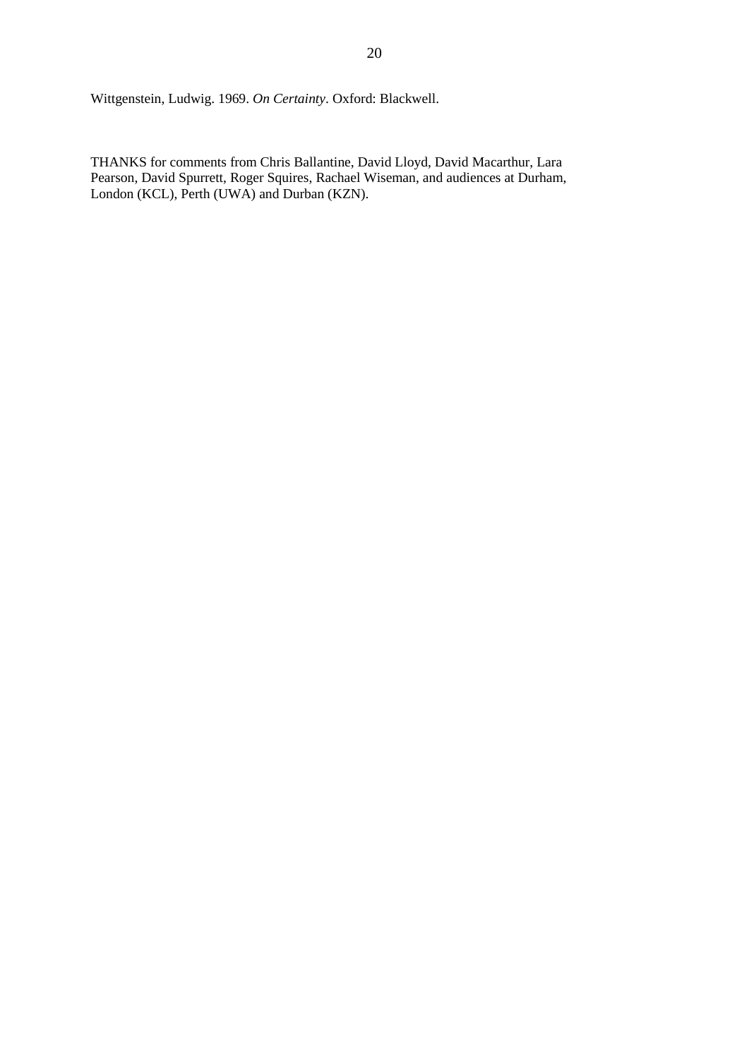Wittgenstein, Ludwig. 1969. *On Certainty*. Oxford: Blackwell.

THANKS for comments from Chris Ballantine, David Lloyd, David Macarthur, Lara Pearson, David Spurrett, Roger Squires, Rachael Wiseman, and audiences at Durham, London (KCL), Perth (UWA) and Durban (KZN).